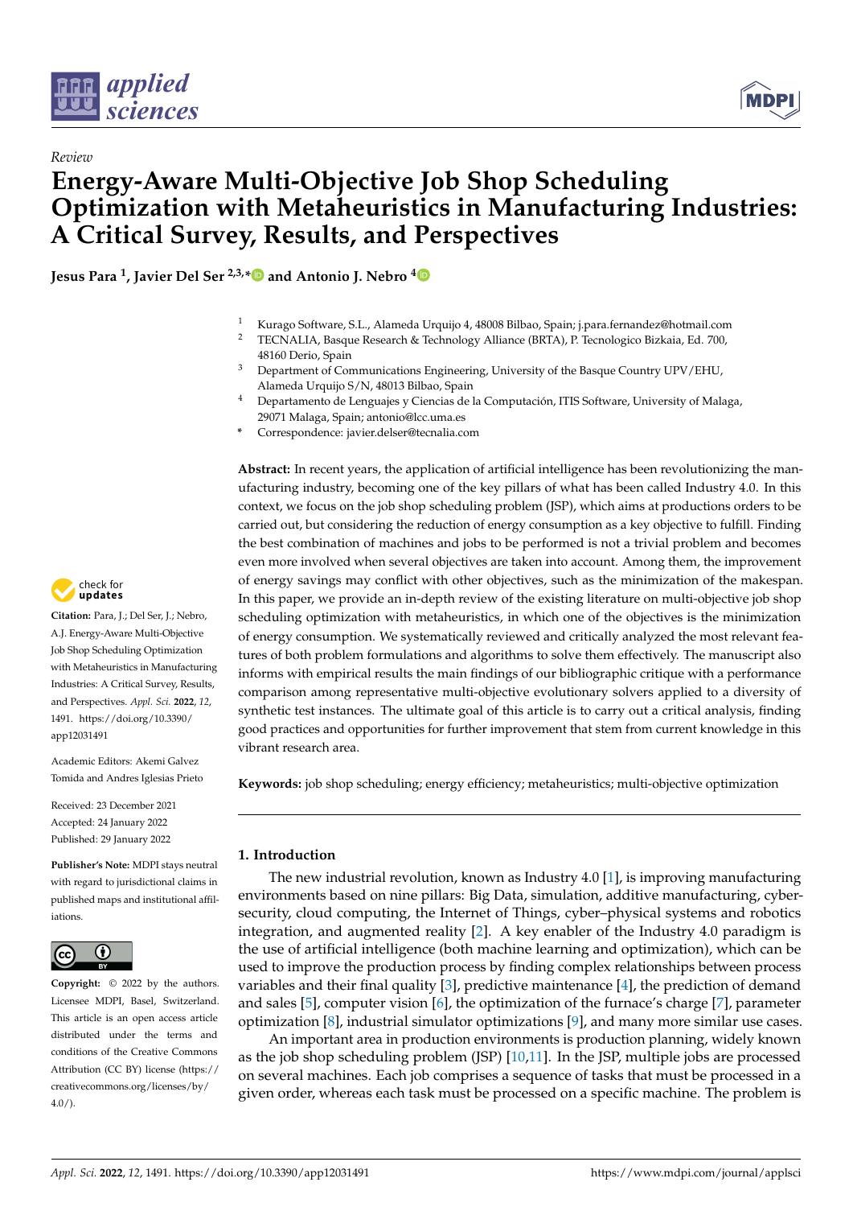*Review*

# Energy-Aware Multi-Objective Job Shop Scheduling Optimization with Metaheuristics in Manufacturing Industries: A Critical Survey, Results, and Perspectives

**Jesus Para [1], Javier Del Ser [2,3,*] and Antonio J. Nebro [4]**

[1] Kurago Software, S.L., Alameda Urquijo 4, 48008 Bilbao, Spain; j.para.fernandez@hotmail.com
[2] TECNALIA, Basque Research & Technology Alliance (BRTA), P. Tecnologico Bizkaia, Ed. 700, 48160 Derio, Spain
[3] Department of Communications Engineering, University of the Basque Country UPV/EHU, Alameda Urquijo S/N, 48013 Bilbao, Spain
[4] Departamento de Lenguajes y Ciencias de la Computación, ITIS Software, University of Malaga, 29071 Malaga, Spain; antonio@lcc.uma.es
* Correspondence: javier.delser@tecnalia.com

**Citation:** Para, J.; Del Ser, J.; Nebro, A.J. Energy-Aware Multi-Objective Job Shop Scheduling Optimization with Metaheuristics in Manufacturing Industries: A Critical Survey, Results, and Perspectives. *Appl. Sci.* **2022**, *12*, 1491. https://doi.org/10.3390/app12031491

Academic Editors: Akemi Galvez Tomida and Andres Iglesias Prieto

Received: 23 December 2021
Accepted: 24 January 2022
Published: 29 January 2022

**Publisher's Note:** MDPI stays neutral with regard to jurisdictional claims in published maps and institutional affiliations.

**Copyright:** © 2022 by the authors. Licensee MDPI, Basel, Switzerland. This article is an open access article distributed under the terms and conditions of the Creative Commons Attribution (CC BY) license (https://creativecommons.org/licenses/by/4.0/).

**Abstract:** In recent years, the application of artificial intelligence has been revolutionizing the manufacturing industry, becoming one of the key pillars of what has been called Industry 4.0. In this context, we focus on the job shop scheduling problem (JSP), which aims at productions orders to be carried out, but considering the reduction of energy consumption as a key objective to fulfill. Finding the best combination of machines and jobs to be performed is not a trivial problem and becomes even more involved when several objectives are taken into account. Among them, the improvement of energy savings may conflict with other objectives, such as the minimization of the makespan. In this paper, we provide an in-depth review of the existing literature on multi-objective job shop scheduling optimization with metaheuristics, in which one of the objectives is the minimization of energy consumption. We systematically reviewed and critically analyzed the most relevant features of both problem formulations and algorithms to solve them effectively. The manuscript also informs with empirical results the main findings of our bibliographic critique with a performance comparison among representative multi-objective evolutionary solvers applied to a diversity of synthetic test instances. The ultimate goal of this article is to carry out a critical analysis, finding good practices and opportunities for further improvement that stem from current knowledge in this vibrant research area.

**Keywords:** job shop scheduling; energy efficiency; metaheuristics; multi-objective optimization

## 1. Introduction

The new industrial revolution, known as Industry 4.0 [1], is improving manufacturing environments based on nine pillars: Big Data, simulation, additive manufacturing, cybersecurity, cloud computing, the Internet of Things, cyber–physical systems and robotics integration, and augmented reality [2]. A key enabler of the Industry 4.0 paradigm is the use of artificial intelligence (both machine learning and optimization), which can be used to improve the production process by finding complex relationships between process variables and their final quality [3], predictive maintenance [4], the prediction of demand and sales [5], computer vision [6], the optimization of the furnace's charge [7], parameter optimization [8], industrial simulator optimizations [9], and many more similar use cases.

An important area in production environments is production planning, widely known as the job shop scheduling problem (JSP) [10,11]. In the JSP, multiple jobs are processed on several machines. Each job comprises a sequence of tasks that must be processed in a given order, whereas each task must be processed on a specific machine. The problem is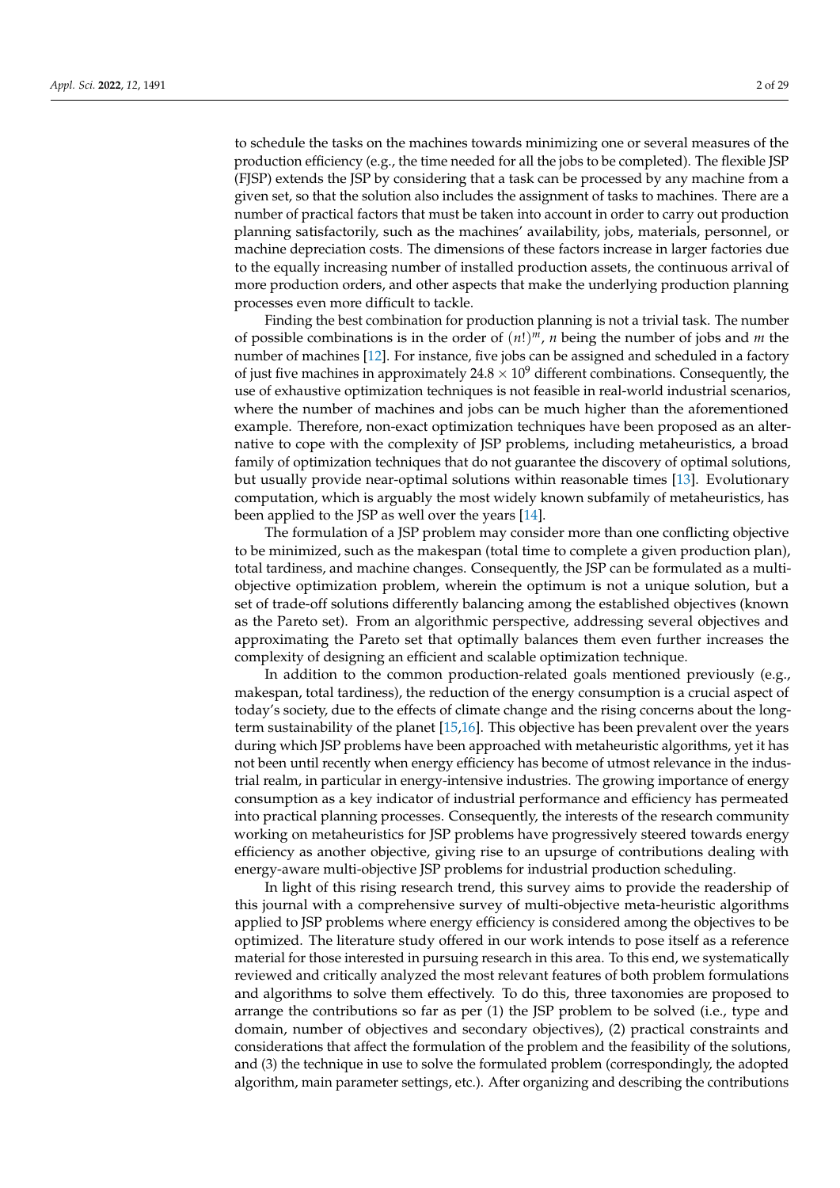to schedule the tasks on the machines towards minimizing one or several measures of the production efficiency (e.g., the time needed for all the jobs to be completed). The flexible JSP (FJSP) extends the JSP by considering that a task can be processed by any machine from a given set, so that the solution also includes the assignment of tasks to machines. There are a number of practical factors that must be taken into account in order to carry out production planning satisfactorily, such as the machines' availability, jobs, materials, personnel, or machine depreciation costs. The dimensions of these factors increase in larger factories due to the equally increasing number of installed production assets, the continuous arrival of more production orders, and other aspects that make the underlying production planning processes even more difficult to tackle.

Finding the best combination for production planning is not a trivial task. The number of possible combinations is in the order of $(n!)^m$, $n$ being the number of jobs and $m$ the number of machines [12]. For instance, five jobs can be assigned and scheduled in a factory of just five machines in approximately $24.8 \times 10^9$ different combinations. Consequently, the use of exhaustive optimization techniques is not feasible in real-world industrial scenarios, where the number of machines and jobs can be much higher than the aforementioned example. Therefore, non-exact optimization techniques have been proposed as an alternative to cope with the complexity of JSP problems, including metaheuristics, a broad family of optimization techniques that do not guarantee the discovery of optimal solutions, but usually provide near-optimal solutions within reasonable times [13]. Evolutionary computation, which is arguably the most widely known subfamily of metaheuristics, has been applied to the JSP as well over the years [14].

The formulation of a JSP problem may consider more than one conflicting objective to be minimized, such as the makespan (total time to complete a given production plan), total tardiness, and machine changes. Consequently, the JSP can be formulated as a multi-objective optimization problem, wherein the optimum is not a unique solution, but a set of trade-off solutions differently balancing among the established objectives (known as the Pareto set). From an algorithmic perspective, addressing several objectives and approximating the Pareto set that optimally balances them even further increases the complexity of designing an efficient and scalable optimization technique.

In addition to the common production-related goals mentioned previously (e.g., makespan, total tardiness), the reduction of the energy consumption is a crucial aspect of today's society, due to the effects of climate change and the rising concerns about the long-term sustainability of the planet [15,16]. This objective has been prevalent over the years during which JSP problems have been approached with metaheuristic algorithms, yet it has not been until recently when energy efficiency has become of utmost relevance in the industrial realm, in particular in energy-intensive industries. The growing importance of energy consumption as a key indicator of industrial performance and efficiency has permeated into practical planning processes. Consequently, the interests of the research community working on metaheuristics for JSP problems have progressively steered towards energy efficiency as another objective, giving rise to an upsurge of contributions dealing with energy-aware multi-objective JSP problems for industrial production scheduling.

In light of this rising research trend, this survey aims to provide the readership of this journal with a comprehensive survey of multi-objective meta-heuristic algorithms applied to JSP problems where energy efficiency is considered among the objectives to be optimized. The literature study offered in our work intends to pose itself as a reference material for those interested in pursuing research in this area. To this end, we systematically reviewed and critically analyzed the most relevant features of both problem formulations and algorithms to solve them effectively. To do this, three taxonomies are proposed to arrange the contributions so far as per (1) the JSP problem to be solved (i.e., type and domain, number of objectives and secondary objectives), (2) practical constraints and considerations that affect the formulation of the problem and the feasibility of the solutions, and (3) the technique in use to solve the formulated problem (correspondingly, the adopted algorithm, main parameter settings, etc.). After organizing and describing the contributions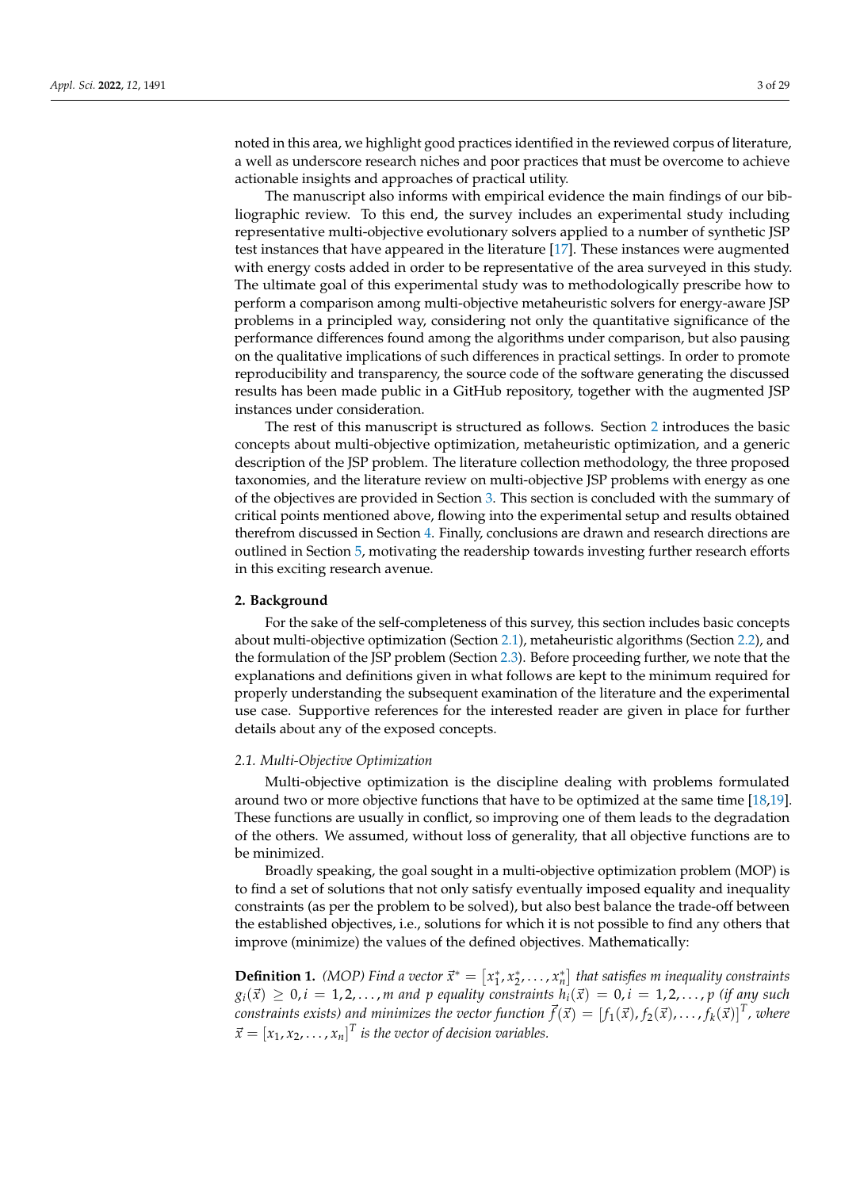noted in this area, we highlight good practices identified in the reviewed corpus of literature, a well as underscore research niches and poor practices that must be overcome to achieve actionable insights and approaches of practical utility.

The manuscript also informs with empirical evidence the main findings of our bibliographic review. To this end, the survey includes an experimental study including representative multi-objective evolutionary solvers applied to a number of synthetic JSP test instances that have appeared in the literature [17]. These instances were augmented with energy costs added in order to be representative of the area surveyed in this study. The ultimate goal of this experimental study was to methodologically prescribe how to perform a comparison among multi-objective metaheuristic solvers for energy-aware JSP problems in a principled way, considering not only the quantitative significance of the performance differences found among the algorithms under comparison, but also pausing on the qualitative implications of such differences in practical settings. In order to promote reproducibility and transparency, the source code of the software generating the discussed results has been made public in a GitHub repository, together with the augmented JSP instances under consideration.

The rest of this manuscript is structured as follows. Section 2 introduces the basic concepts about multi-objective optimization, metaheuristic optimization, and a generic description of the JSP problem. The literature collection methodology, the three proposed taxonomies, and the literature review on multi-objective JSP problems with energy as one of the objectives are provided in Section 3. This section is concluded with the summary of critical points mentioned above, flowing into the experimental setup and results obtained therefrom discussed in Section 4. Finally, conclusions are drawn and research directions are outlined in Section 5, motivating the readership towards investing further research efforts in this exciting research avenue.

## 2. Background

For the sake of the self-completeness of this survey, this section includes basic concepts about multi-objective optimization (Section 2.1), metaheuristic algorithms (Section 2.2), and the formulation of the JSP problem (Section 2.3). Before proceeding further, we note that the explanations and definitions given in what follows are kept to the minimum required for properly understanding the subsequent examination of the literature and the experimental use case. Supportive references for the interested reader are given in place for further details about any of the exposed concepts.

### *2.1. Multi-Objective Optimization*

Multi-objective optimization is the discipline dealing with problems formulated around two or more objective functions that have to be optimized at the same time [18,19]. These functions are usually in conflict, so improving one of them leads to the degradation of the others. We assumed, without loss of generality, that all objective functions are to be minimized.

Broadly speaking, the goal sought in a multi-objective optimization problem (MOP) is to find a set of solutions that not only satisfy eventually imposed equality and inequality constraints (as per the problem to be solved), but also best balance the trade-off between the established objectives, i.e., solutions for which it is not possible to find any others that improve (minimize) the values of the defined objectives. Mathematically:

**Definition 1.** *(MOP) Find a vector* $\vec{x}^* = [x_1^*, x_2^*, \ldots, x_n^*]$ *that satisfies m inequality constraints* $g_i(\vec{x}) \geq 0, i = 1, 2, \ldots, m$ *and p equality constraints* $h_i(\vec{x}) = 0, i = 1, 2, \ldots, p$ *(if any such constraints exists) and minimizes the vector function* $\vec{f}(\vec{x}) = [f_1(\vec{x}), f_2(\vec{x}), \ldots, f_k(\vec{x})]^T$*, where* $\vec{x} = [x_1, x_2, \ldots, x_n]^T$ *is the vector of decision variables.*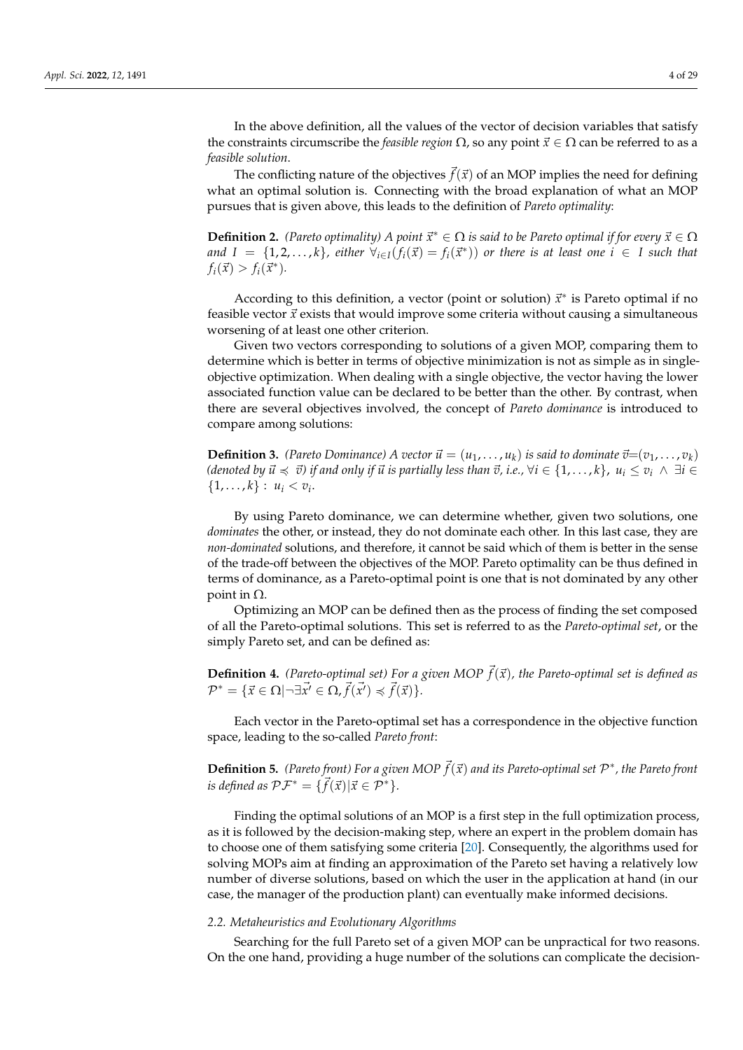In the above definition, all the values of the vector of decision variables that satisfy the constraints circumscribe the *feasible region* $\Omega$, so any point $\vec{x} \in \Omega$ can be referred to as a *feasible solution*.

The conflicting nature of the objectives $\vec{f}(\vec{x})$ of an MOP implies the need for defining what an optimal solution is. Connecting with the broad explanation of what an MOP pursues that is given above, this leads to the definition of *Pareto optimality*:

**Definition 2.** *(Pareto optimality) A point $\vec{x}^* \in \Omega$ is said to be Pareto optimal if for every $\vec{x} \in \Omega$ and $I = \{1, 2, \ldots, k\}$, either $\forall_{i \in I}(f_i(\vec{x}) = f_i(\vec{x}^*))$ or there is at least one $i \in I$ such that $f_i(\vec{x}) > f_i(\vec{x}^*)$.*

According to this definition, a vector (point or solution) $\vec{x}^*$ is Pareto optimal if no feasible vector $\vec{x}$ exists that would improve some criteria without causing a simultaneous worsening of at least one other criterion.

Given two vectors corresponding to solutions of a given MOP, comparing them to determine which is better in terms of objective minimization is not as simple as in single-objective optimization. When dealing with a single objective, the vector having the lower associated function value can be declared to be better than the other. By contrast, when there are several objectives involved, the concept of *Pareto dominance* is introduced to compare among solutions:

**Definition 3.** *(Pareto Dominance) A vector $\vec{u} = (u_1, \ldots, u_k)$ is said to dominate $\vec{v} = (v_1, \ldots, v_k)$ (denoted by $\vec{u} \preccurlyeq \vec{v}$) if and only if $\vec{u}$ is partially less than $\vec{v}$, i.e., $\forall i \in \{1, \ldots, k\}$, $u_i \leq v_i \wedge \exists i \in \{1, \ldots, k\} : u_i < v_i$.*

By using Pareto dominance, we can determine whether, given two solutions, one *dominates* the other, or instead, they do not dominate each other. In this last case, they are *non-dominated* solutions, and therefore, it cannot be said which of them is better in the sense of the trade-off between the objectives of the MOP. Pareto optimality can be thus defined in terms of dominance, as a Pareto-optimal point is one that is not dominated by any other point in $\Omega$.

Optimizing an MOP can be defined then as the process of finding the set composed of all the Pareto-optimal solutions. This set is referred to as the *Pareto-optimal set*, or the simply Pareto set, and can be defined as:

**Definition 4.** *(Pareto-optimal set) For a given MOP $\vec{f}(\vec{x})$, the Pareto-optimal set is defined as $\mathcal{P}^* = \{\vec{x} \in \Omega | \neg\exists \vec{x'} \in \Omega, \vec{f}(\vec{x'}) \preccurlyeq \vec{f}(\vec{x})\}$.*

Each vector in the Pareto-optimal set has a correspondence in the objective function space, leading to the so-called *Pareto front*:

**Definition 5.** *(Pareto front) For a given MOP $\vec{f}(\vec{x})$ and its Pareto-optimal set $\mathcal{P}^*$, the Pareto front is defined as $\mathcal{PF}^* = \{\vec{f}(\vec{x}) | \vec{x} \in \mathcal{P}^*\}$.*

Finding the optimal solutions of an MOP is a first step in the full optimization process, as it is followed by the decision-making step, where an expert in the problem domain has to choose one of them satisfying some criteria [20]. Consequently, the algorithms used for solving MOPs aim at finding an approximation of the Pareto set having a relatively low number of diverse solutions, based on which the user in the application at hand (in our case, the manager of the production plant) can eventually make informed decisions.

### 2.2. Metaheuristics and Evolutionary Algorithms

Searching for the full Pareto set of a given MOP can be unpractical for two reasons. On the one hand, providing a huge number of the solutions can complicate the decision-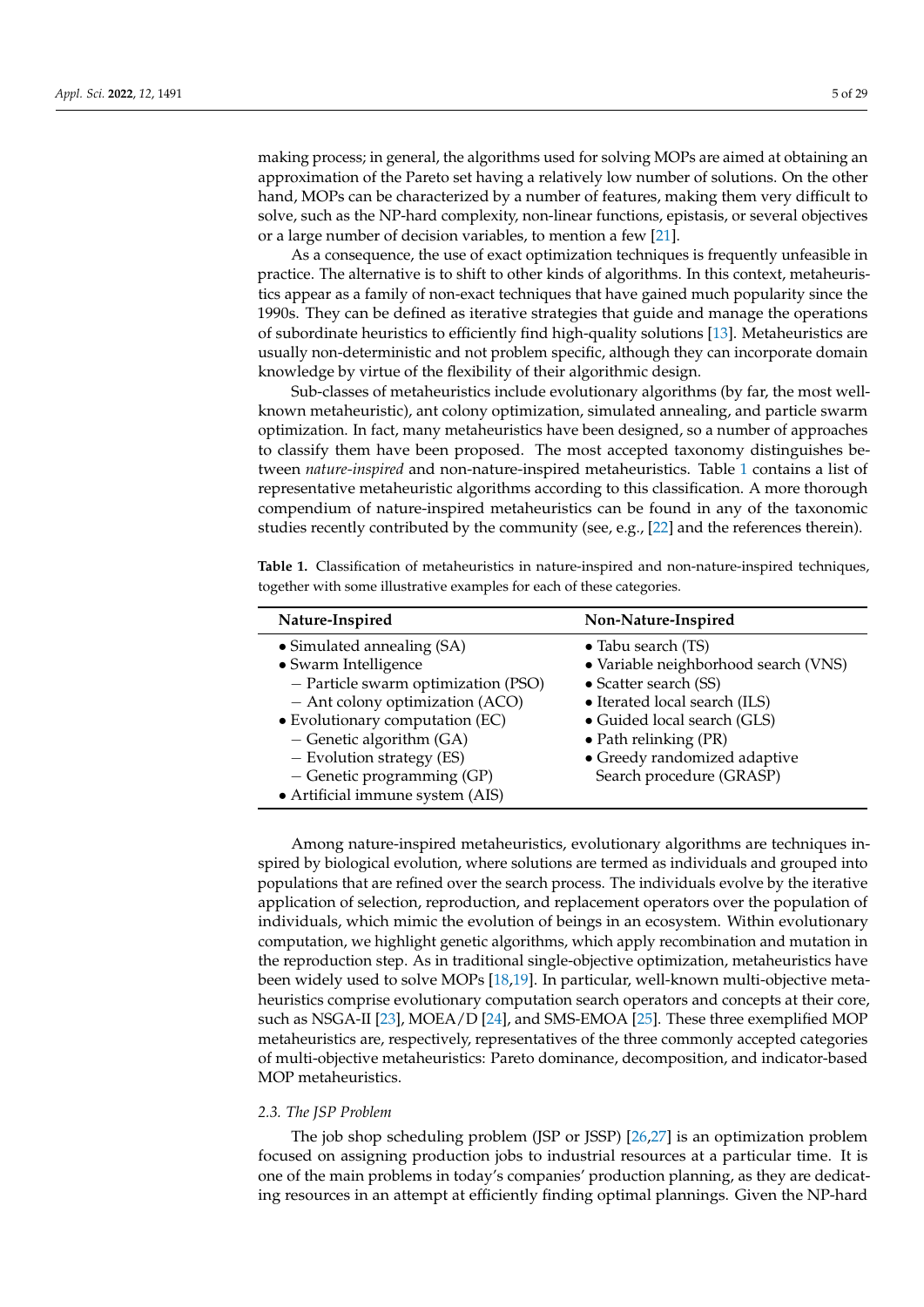making process; in general, the algorithms used for solving MOPs are aimed at obtaining an approximation of the Pareto set having a relatively low number of solutions. On the other hand, MOPs can be characterized by a number of features, making them very difficult to solve, such as the NP-hard complexity, non-linear functions, epistasis, or several objectives or a large number of decision variables, to mention a few [21].

As a consequence, the use of exact optimization techniques is frequently unfeasible in practice. The alternative is to shift to other kinds of algorithms. In this context, metaheuristics appear as a family of non-exact techniques that have gained much popularity since the 1990s. They can be defined as iterative strategies that guide and manage the operations of subordinate heuristics to efficiently find high-quality solutions [13]. Metaheuristics are usually non-deterministic and not problem specific, although they can incorporate domain knowledge by virtue of the flexibility of their algorithmic design.

Sub-classes of metaheuristics include evolutionary algorithms (by far, the most well-known metaheuristic), ant colony optimization, simulated annealing, and particle swarm optimization. In fact, many metaheuristics have been designed, so a number of approaches to classify them have been proposed. The most accepted taxonomy distinguishes between *nature-inspired* and non-nature-inspired metaheuristics. Table 1 contains a list of representative metaheuristic algorithms according to this classification. A more thorough compendium of nature-inspired metaheuristics can be found in any of the taxonomic studies recently contributed by the community (see, e.g., [22] and the references therein).

**Table 1.** Classification of metaheuristics in nature-inspired and non-nature-inspired techniques, together with some illustrative examples for each of these categories.

| Nature-Inspired | Non-Nature-Inspired |
| --- | --- |
| • Simulated annealing (SA) | • Tabu search (TS) |
| • Swarm Intelligence | • Variable neighborhood search (VNS) |
| − Particle swarm optimization (PSO) | • Scatter search (SS) |
| − Ant colony optimization (ACO) | • Iterated local search (ILS) |
| • Evolutionary computation (EC) | • Guided local search (GLS) |
| − Genetic algorithm (GA) | • Path relinking (PR) |
| − Evolution strategy (ES) | • Greedy randomized adaptive |
| − Genetic programming (GP) | Search procedure (GRASP) |
| • Artificial immune system (AIS) | |

Among nature-inspired metaheuristics, evolutionary algorithms are techniques inspired by biological evolution, where solutions are termed as individuals and grouped into populations that are refined over the search process. The individuals evolve by the iterative application of selection, reproduction, and replacement operators over the population of individuals, which mimic the evolution of beings in an ecosystem. Within evolutionary computation, we highlight genetic algorithms, which apply recombination and mutation in the reproduction step. As in traditional single-objective optimization, metaheuristics have been widely used to solve MOPs [18,19]. In particular, well-known multi-objective metaheuristics comprise evolutionary computation search operators and concepts at their core, such as NSGA-II [23], MOEA/D [24], and SMS-EMOA [25]. These three exemplified MOP metaheuristics are, respectively, representatives of the three commonly accepted categories of multi-objective metaheuristics: Pareto dominance, decomposition, and indicator-based MOP metaheuristics.

### 2.3. The JSP Problem

The job shop scheduling problem (JSP or JSSP) [26,27] is an optimization problem focused on assigning production jobs to industrial resources at a particular time. It is one of the main problems in today's companies' production planning, as they are dedicating resources in an attempt at efficiently finding optimal plannings. Given the NP-hard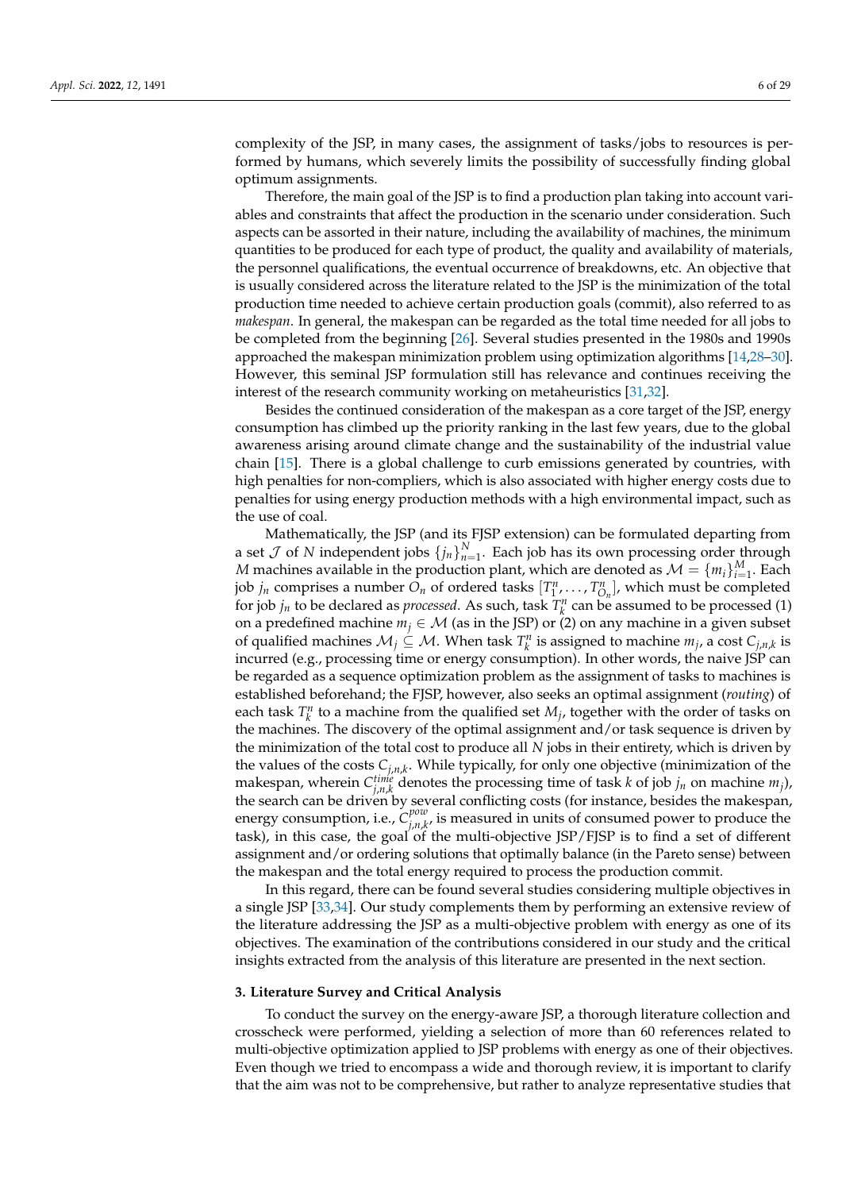complexity of the JSP, in many cases, the assignment of tasks/jobs to resources is performed by humans, which severely limits the possibility of successfully finding global optimum assignments.

Therefore, the main goal of the JSP is to find a production plan taking into account variables and constraints that affect the production in the scenario under consideration. Such aspects can be assorted in their nature, including the availability of machines, the minimum quantities to be produced for each type of product, the quality and availability of materials, the personnel qualifications, the eventual occurrence of breakdowns, etc. An objective that is usually considered across the literature related to the JSP is the minimization of the total production time needed to achieve certain production goals (commit), also referred to as *makespan*. In general, the makespan can be regarded as the total time needed for all jobs to be completed from the beginning [26]. Several studies presented in the 1980s and 1990s approached the makespan minimization problem using optimization algorithms [14,28–30]. However, this seminal JSP formulation still has relevance and continues receiving the interest of the research community working on metaheuristics [31,32].

Besides the continued consideration of the makespan as a core target of the JSP, energy consumption has climbed up the priority ranking in the last few years, due to the global awareness arising around climate change and the sustainability of the industrial value chain [15]. There is a global challenge to curb emissions generated by countries, with high penalties for non-compliers, which is also associated with higher energy costs due to penalties for using energy production methods with a high environmental impact, such as the use of coal.

Mathematically, the JSP (and its FJSP extension) can be formulated departing from a set $\mathcal{J}$ of $N$ independent jobs $\{j_n\}_{n=1}^{N}$. Each job has its own processing order through $M$ machines available in the production plant, which are denoted as $\mathcal{M} = \{m_i\}_{i=1}^{M}$. Each job $j_n$ comprises a number $O_n$ of ordered tasks $[T_1^n, \ldots, T_{O_n}^n]$, which must be completed for job $j_n$ to be declared as *processed*. As such, task $T_k^n$ can be assumed to be processed (1) on a predefined machine $m_j \in \mathcal{M}$ (as in the JSP) or (2) on any machine in a given subset of qualified machines $\mathcal{M}_j \subseteq \mathcal{M}$. When task $T_k^n$ is assigned to machine $m_j$, a cost $C_{j,n,k}$ is incurred (e.g., processing time or energy consumption). In other words, the naive JSP can be regarded as a sequence optimization problem as the assignment of tasks to machines is established beforehand; the FJSP, however, also seeks an optimal assignment (*routing*) of each task $T_k^n$ to a machine from the qualified set $M_j$, together with the order of tasks on the machines. The discovery of the optimal assignment and/or task sequence is driven by the minimization of the total cost to produce all $N$ jobs in their entirety, which is driven by the values of the costs $C_{j,n,k}$. While typically, for only one objective (minimization of the makespan, wherein $C_{j,n,k}^{time}$ denotes the processing time of task $k$ of job $j_n$ on machine $m_j$), the search can be driven by several conflicting costs (for instance, besides the makespan, energy consumption, i.e., $C_{j,n,k}^{pow}$, is measured in units of consumed power to produce the task), in this case, the goal of the multi-objective JSP/FJSP is to find a set of different assignment and/or ordering solutions that optimally balance (in the Pareto sense) between the makespan and the total energy required to process the production commit.

In this regard, there can be found several studies considering multiple objectives in a single JSP [33,34]. Our study complements them by performing an extensive review of the literature addressing the JSP as a multi-objective problem with energy as one of its objectives. The examination of the contributions considered in our study and the critical insights extracted from the analysis of this literature are presented in the next section.

## 3. Literature Survey and Critical Analysis

To conduct the survey on the energy-aware JSP, a thorough literature collection and crosscheck were performed, yielding a selection of more than 60 references related to multi-objective optimization applied to JSP problems with energy as one of their objectives. Even though we tried to encompass a wide and thorough review, it is important to clarify that the aim was not to be comprehensive, but rather to analyze representative studies that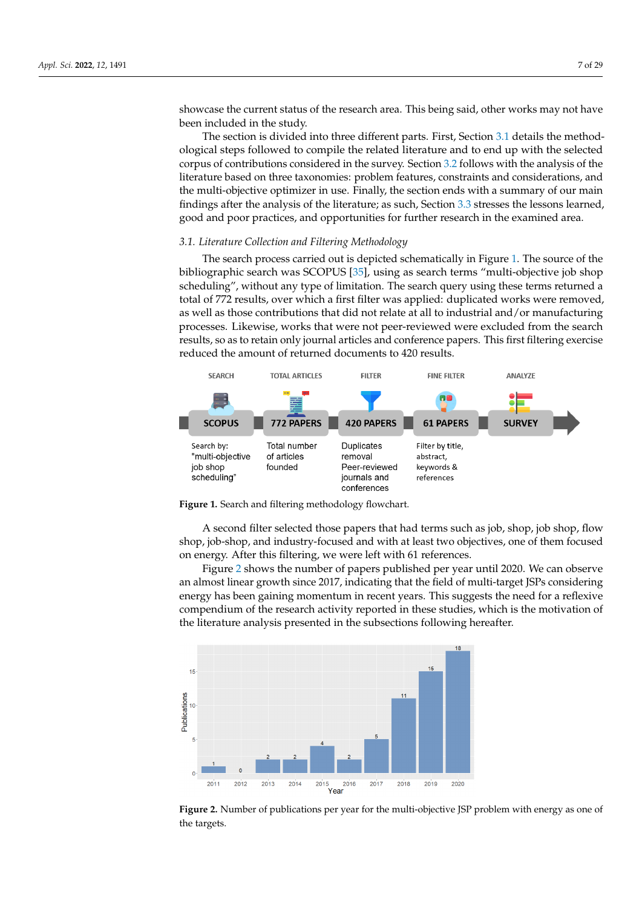showcase the current status of the research area. This being said, other works may not have been included in the study.

The section is divided into three different parts. First, Section 3.1 details the methodological steps followed to compile the related literature and to end up with the selected corpus of contributions considered in the survey. Section 3.2 follows with the analysis of the literature based on three taxonomies: problem features, constraints and considerations, and the multi-objective optimizer in use. Finally, the section ends with a summary of our main findings after the analysis of the literature; as such, Section 3.3 stresses the lessons learned, good and poor practices, and opportunities for further research in the examined area.

### 3.1. Literature Collection and Filtering Methodology

The search process carried out is depicted schematically in Figure 1. The source of the bibliographic search was SCOPUS [35], using as search terms "multi-objective job shop scheduling", without any type of limitation. The search query using these terms returned a total of 772 results, over which a first filter was applied: duplicated works were removed, as well as those contributions that did not relate at all to industrial and/or manufacturing processes. Likewise, works that were not peer-reviewed were excluded from the search results, so as to retain only journal articles and conference papers. This first filtering exercise reduced the amount of returned documents to 420 results.

**Figure 1.** Search and filtering methodology flowchart.

A second filter selected those papers that had terms such as job, shop, job shop, flow shop, job-shop, and industry-focused and with at least two objectives, one of them focused on energy. After this filtering, we were left with 61 references.

Figure 2 shows the number of papers published per year until 2020. We can observe an almost linear growth since 2017, indicating that the field of multi-target JSPs considering energy has been gaining momentum in recent years. This suggests the need for a reflexive compendium of the research activity reported in these studies, which is the motivation of the literature analysis presented in the subsections following hereafter.

**Figure 2.** Number of publications per year for the multi-objective JSP problem with energy as one of the targets.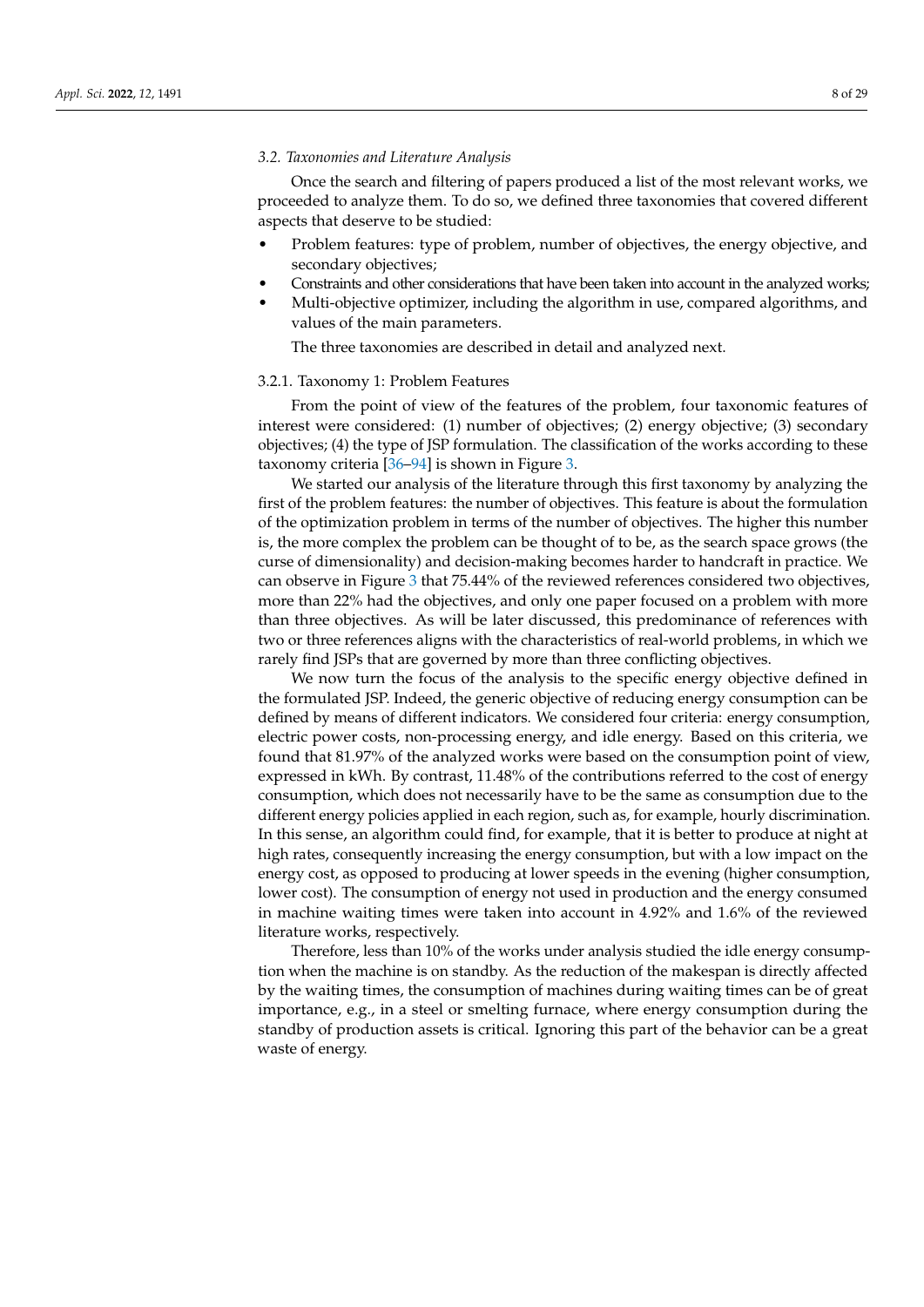### 3.2. Taxonomies and Literature Analysis

Once the search and filtering of papers produced a list of the most relevant works, we proceeded to analyze them. To do so, we defined three taxonomies that covered different aspects that deserve to be studied:

- Problem features: type of problem, number of objectives, the energy objective, and secondary objectives;
- Constraints and other considerations that have been taken into account in the analyzed works;
- Multi-objective optimizer, including the algorithm in use, compared algorithms, and values of the main parameters.

The three taxonomies are described in detail and analyzed next.

#### 3.2.1. Taxonomy 1: Problem Features

From the point of view of the features of the problem, four taxonomic features of interest were considered: (1) number of objectives; (2) energy objective; (3) secondary objectives; (4) the type of JSP formulation. The classification of the works according to these taxonomy criteria [36–94] is shown in Figure 3.

We started our analysis of the literature through this first taxonomy by analyzing the first of the problem features: the number of objectives. This feature is about the formulation of the optimization problem in terms of the number of objectives. The higher this number is, the more complex the problem can be thought of to be, as the search space grows (the curse of dimensionality) and decision-making becomes harder to handcraft in practice. We can observe in Figure 3 that 75.44% of the reviewed references considered two objectives, more than 22% had the objectives, and only one paper focused on a problem with more than three objectives. As will be later discussed, this predominance of references with two or three references aligns with the characteristics of real-world problems, in which we rarely find JSPs that are governed by more than three conflicting objectives.

We now turn the focus of the analysis to the specific energy objective defined in the formulated JSP. Indeed, the generic objective of reducing energy consumption can be defined by means of different indicators. We considered four criteria: energy consumption, electric power costs, non-processing energy, and idle energy. Based on this criteria, we found that 81.97% of the analyzed works were based on the consumption point of view, expressed in kWh. By contrast, 11.48% of the contributions referred to the cost of energy consumption, which does not necessarily have to be the same as consumption due to the different energy policies applied in each region, such as, for example, hourly discrimination. In this sense, an algorithm could find, for example, that it is better to produce at night at high rates, consequently increasing the energy consumption, but with a low impact on the energy cost, as opposed to producing at lower speeds in the evening (higher consumption, lower cost). The consumption of energy not used in production and the energy consumed in machine waiting times were taken into account in 4.92% and 1.6% of the reviewed literature works, respectively.

Therefore, less than 10% of the works under analysis studied the idle energy consumption when the machine is on standby. As the reduction of the makespan is directly affected by the waiting times, the consumption of machines during waiting times can be of great importance, e.g., in a steel or smelting furnace, where energy consumption during the standby of production assets is critical. Ignoring this part of the behavior can be a great waste of energy.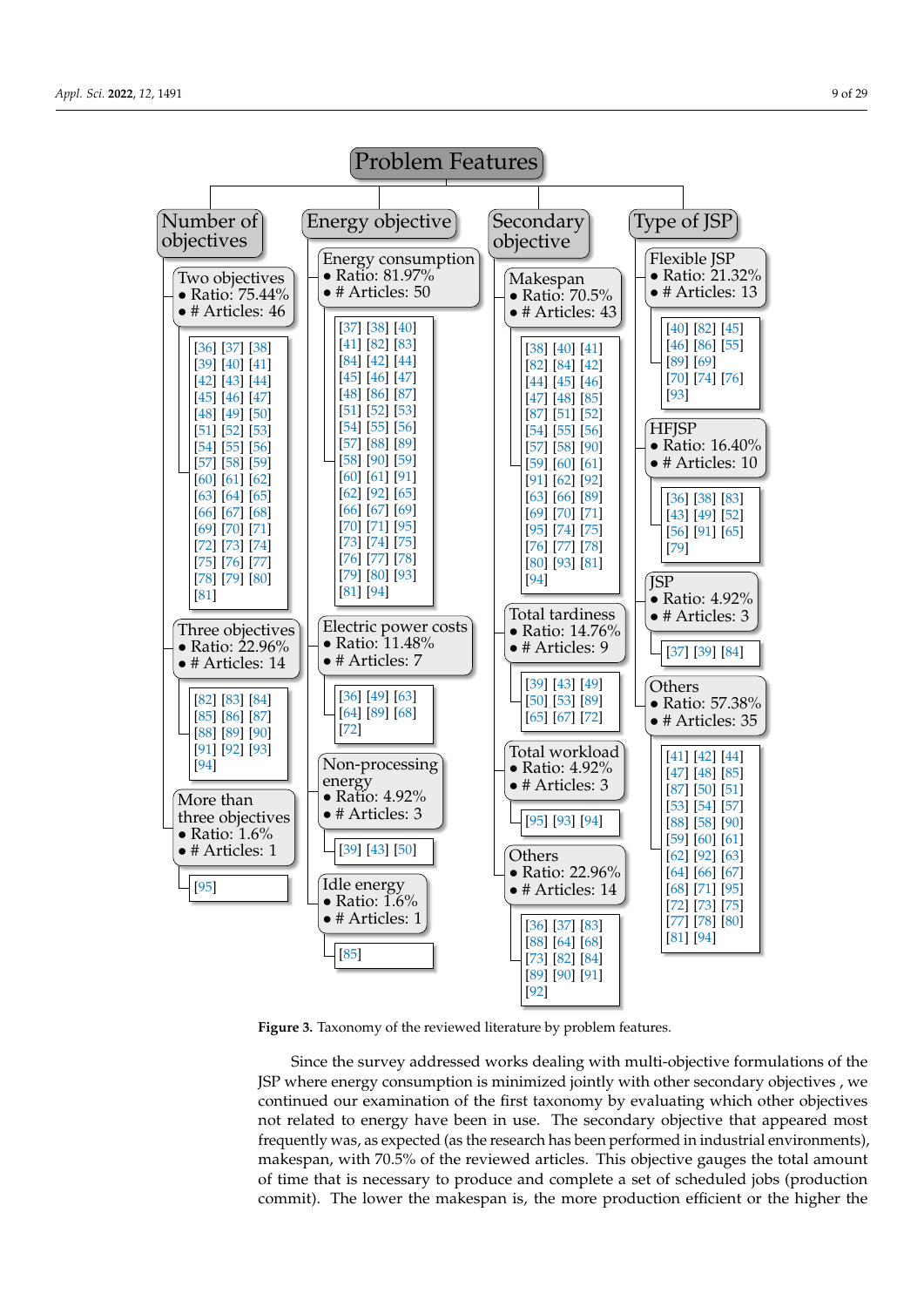# Problem Features

- **Number of objectives**
  - Two objectives
    - Ratio: 75.44%
    - # Articles: 46
    - [36] [37] [38] [39] [40] [41] [42] [43] [44] [45] [46] [47] [48] [49] [50] [51] [52] [53] [54] [55] [56] [57] [58] [59] [60] [61] [62] [63] [64] [65] [66] [67] [68] [69] [70] [71] [72] [73] [74] [75] [76] [77] [78] [79] [80] [81]
  - Three objectives
    - Ratio: 22.96%
    - # Articles: 14
    - [82] [83] [84] [85] [86] [87] [88] [89] [90] [91] [92] [93] [94]
  - More than three objectives
    - Ratio: 1.6%
    - # Articles: 1
    - [95]
- **Energy objective**
  - Energy consumption
    - Ratio: 81.97%
    - # Articles: 50
    - [37] [38] [40] [41] [82] [83] [84] [42] [44] [45] [46] [47] [48] [86] [87] [51] [52] [53] [54] [55] [56] [57] [88] [89] [58] [90] [59] [60] [61] [91] [62] [92] [65] [66] [67] [69] [70] [71] [95] [73] [74] [75] [76] [77] [78] [79] [80] [93] [81] [94]
  - Electric power costs
    - Ratio: 11.48%
    - # Articles: 7
    - [36] [49] [63] [64] [89] [68] [72]
  - Non-processing energy
    - Ratio: 4.92%
    - # Articles: 3
    - [39] [43] [50]
  - Idle energy
    - Ratio: 1.6%
    - # Articles: 1
    - [85]
- **Secondary objective**
  - Makespan
    - Ratio: 70.5%
    - # Articles: 43
    - [38] [40] [41] [82] [84] [42] [44] [45] [46] [47] [48] [85] [87] [51] [52] [54] [55] [56] [57] [58] [90] [59] [60] [61] [91] [62] [92] [63] [66] [89] [69] [70] [71] [95] [74] [75] [76] [77] [78] [80] [93] [81] [94]
  - Total tardiness
    - Ratio: 14.76%
    - # Articles: 9
    - [39] [43] [49] [50] [53] [89] [65] [67] [72]
  - Total workload
    - Ratio: 4.92%
    - # Articles: 3
    - [95] [93] [94]
  - Others
    - Ratio: 22.96%
    - # Articles: 14
    - [36] [37] [83] [88] [64] [68] [73] [82] [84] [89] [90] [91] [92]
- **Type of JSP**
  - Flexible JSP
    - Ratio: 21.32%
    - # Articles: 13
    - [40] [82] [45] [46] [86] [55] [89] [69] [70] [74] [76] [93]
  - HFJSP
    - Ratio: 16.40%
    - # Articles: 10
    - [36] [38] [83] [43] [49] [52] [56] [91] [65] [79]
  - JSP
    - Ratio: 4.92%
    - # Articles: 3
    - [37] [39] [84]
  - Others
    - Ratio: 57.38%
    - # Articles: 35
    - [41] [42] [44] [47] [48] [85] [87] [50] [51] [53] [54] [57] [88] [58] [90] [59] [60] [61] [62] [92] [63] [64] [66] [67] [68] [71] [95] [72] [73] [75] [77] [78] [80] [81] [94]

**Figure 3.** Taxonomy of the reviewed literature by problem features.

Since the survey addressed works dealing with multi-objective formulations of the JSP where energy consumption is minimized jointly with other secondary objectives , we continued our examination of the first taxonomy by evaluating which other objectives not related to energy have been in use. The secondary objective that appeared most frequently was, as expected (as the research has been performed in industrial environments), makespan, with 70.5% of the reviewed articles. This objective gauges the total amount of time that is necessary to produce and complete a set of scheduled jobs (production commit). The lower the makespan is, the more production efficient or the higher the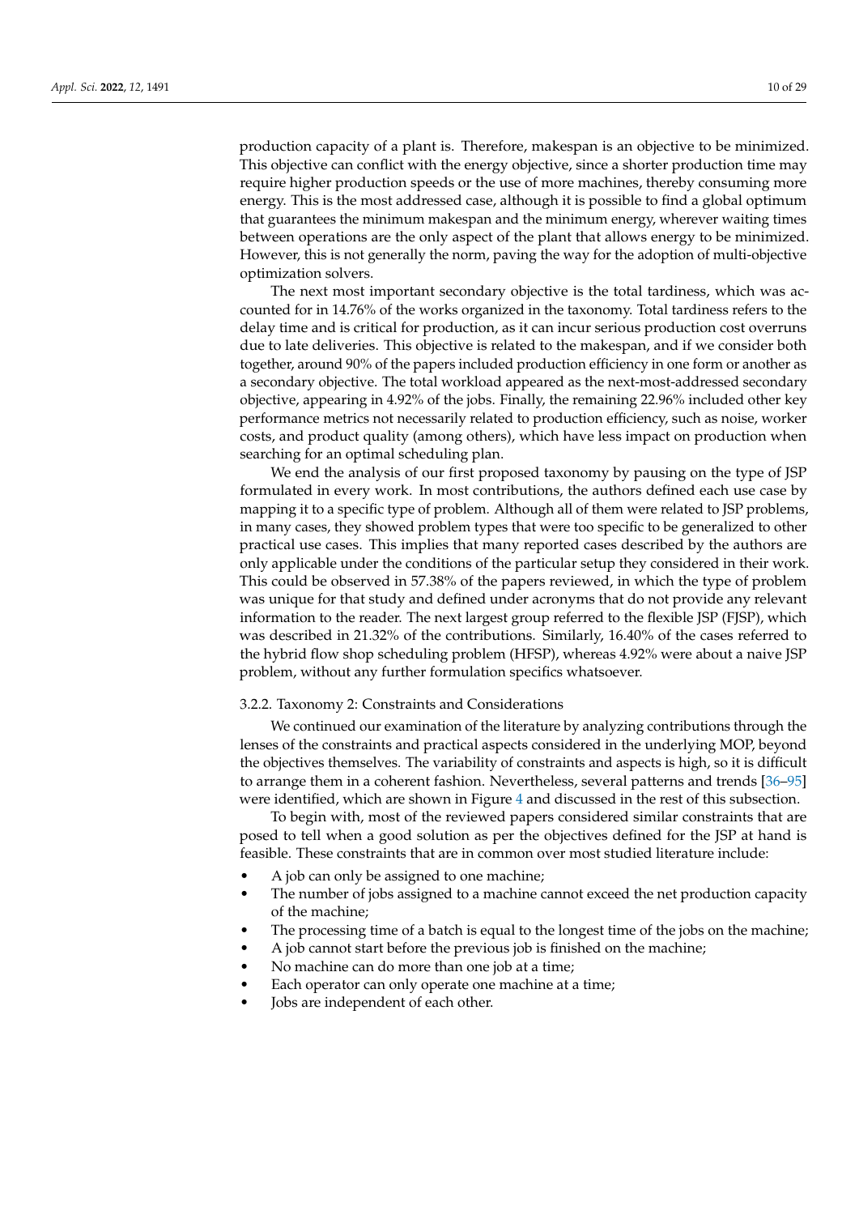production capacity of a plant is. Therefore, makespan is an objective to be minimized. This objective can conflict with the energy objective, since a shorter production time may require higher production speeds or the use of more machines, thereby consuming more energy. This is the most addressed case, although it is possible to find a global optimum that guarantees the minimum makespan and the minimum energy, wherever waiting times between operations are the only aspect of the plant that allows energy to be minimized. However, this is not generally the norm, paving the way for the adoption of multi-objective optimization solvers.

The next most important secondary objective is the total tardiness, which was accounted for in 14.76% of the works organized in the taxonomy. Total tardiness refers to the delay time and is critical for production, as it can incur serious production cost overruns due to late deliveries. This objective is related to the makespan, and if we consider both together, around 90% of the papers included production efficiency in one form or another as a secondary objective. The total workload appeared as the next-most-addressed secondary objective, appearing in 4.92% of the jobs. Finally, the remaining 22.96% included other key performance metrics not necessarily related to production efficiency, such as noise, worker costs, and product quality (among others), which have less impact on production when searching for an optimal scheduling plan.

We end the analysis of our first proposed taxonomy by pausing on the type of JSP formulated in every work. In most contributions, the authors defined each use case by mapping it to a specific type of problem. Although all of them were related to JSP problems, in many cases, they showed problem types that were too specific to be generalized to other practical use cases. This implies that many reported cases described by the authors are only applicable under the conditions of the particular setup they considered in their work. This could be observed in 57.38% of the papers reviewed, in which the type of problem was unique for that study and defined under acronyms that do not provide any relevant information to the reader. The next largest group referred to the flexible JSP (FJSP), which was described in 21.32% of the contributions. Similarly, 16.40% of the cases referred to the hybrid flow shop scheduling problem (HFSP), whereas 4.92% were about a naive JSP problem, without any further formulation specifics whatsoever.

#### 3.2.2. Taxonomy 2: Constraints and Considerations

We continued our examination of the literature by analyzing contributions through the lenses of the constraints and practical aspects considered in the underlying MOP, beyond the objectives themselves. The variability of constraints and aspects is high, so it is difficult to arrange them in a coherent fashion. Nevertheless, several patterns and trends [36–95] were identified, which are shown in Figure 4 and discussed in the rest of this subsection.

To begin with, most of the reviewed papers considered similar constraints that are posed to tell when a good solution as per the objectives defined for the JSP at hand is feasible. These constraints that are in common over most studied literature include:

- A job can only be assigned to one machine;
- The number of jobs assigned to a machine cannot exceed the net production capacity of the machine;
- The processing time of a batch is equal to the longest time of the jobs on the machine;
- A job cannot start before the previous job is finished on the machine;
- No machine can do more than one job at a time;
- Each operator can only operate one machine at a time;
- Jobs are independent of each other.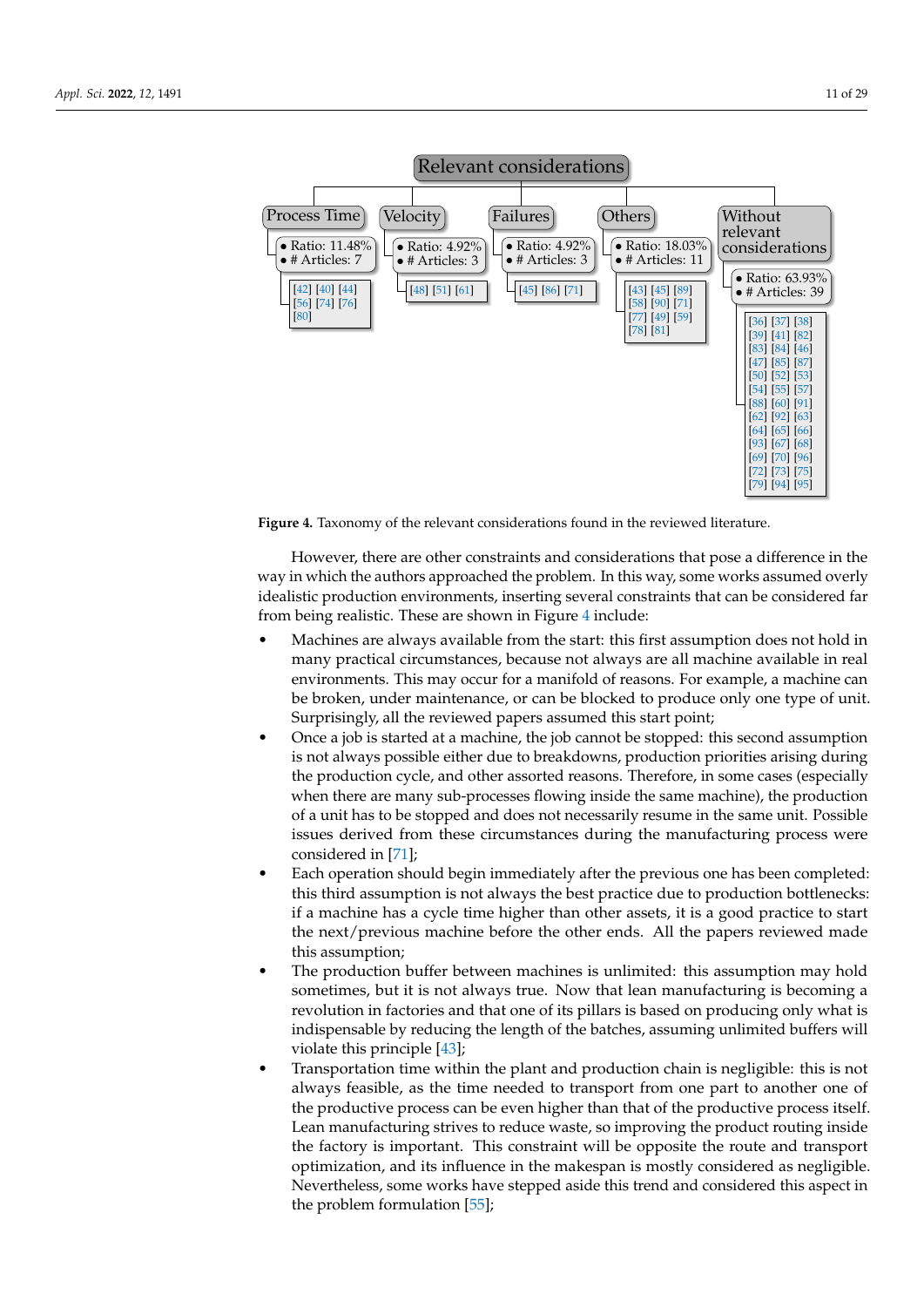**Relevant considerations**

- **Process Time**
  - Ratio: 11.48%
  - # Articles: 7
  - [42] [40] [44] [56] [74] [76] [80]
- **Velocity**
  - Ratio: 4.92%
  - # Articles: 3
  - [48] [51] [61]
- **Failures**
  - Ratio: 4.92%
  - # Articles: 3
  - [45] [86] [71]
- **Others**
  - Ratio: 18.03%
  - # Articles: 11
  - [43] [45] [89] [58] [90] [71] [77] [49] [59] [78] [81]
- **Without relevant considerations**
  - Ratio: 63.93%
  - # Articles: 39
  - [36] [37] [38] [39] [41] [82] [83] [84] [46] [47] [85] [87] [50] [52] [53] [54] [55] [57] [88] [60] [91] [62] [92] [63] [64] [65] [66] [93] [67] [68] [69] [70] [96] [72] [73] [75] [79] [94] [95]

**Figure 4.** Taxonomy of the relevant considerations found in the reviewed literature.

However, there are other constraints and considerations that pose a difference in the way in which the authors approached the problem. In this way, some works assumed overly idealistic production environments, inserting several constraints that can be considered far from being realistic. These are shown in Figure 4 include:

- Machines are always available from the start: this first assumption does not hold in many practical circumstances, because not always are all machine available in real environments. This may occur for a manifold of reasons. For example, a machine can be broken, under maintenance, or can be blocked to produce only one type of unit. Surprisingly, all the reviewed papers assumed this start point;
- Once a job is started at a machine, the job cannot be stopped: this second assumption is not always possible either due to breakdowns, production priorities arising during the production cycle, and other assorted reasons. Therefore, in some cases (especially when there are many sub-processes flowing inside the same machine), the production of a unit has to be stopped and does not necessarily resume in the same unit. Possible issues derived from these circumstances during the manufacturing process were considered in [71];
- Each operation should begin immediately after the previous one has been completed: this third assumption is not always the best practice due to production bottlenecks: if a machine has a cycle time higher than other assets, it is a good practice to start the next/previous machine before the other ends. All the papers reviewed made this assumption;
- The production buffer between machines is unlimited: this assumption may hold sometimes, but it is not always true. Now that lean manufacturing is becoming a revolution in factories and that one of its pillars is based on producing only what is indispensable by reducing the length of the batches, assuming unlimited buffers will violate this principle [43];
- Transportation time within the plant and production chain is negligible: this is not always feasible, as the time needed to transport from one part to another one of the productive process can be even higher than that of the productive process itself. Lean manufacturing strives to reduce waste, so improving the product routing inside the factory is important. This constraint will be opposite the route and transport optimization, and its influence in the makespan is mostly considered as negligible. Nevertheless, some works have stepped aside this trend and considered this aspect in the problem formulation [55];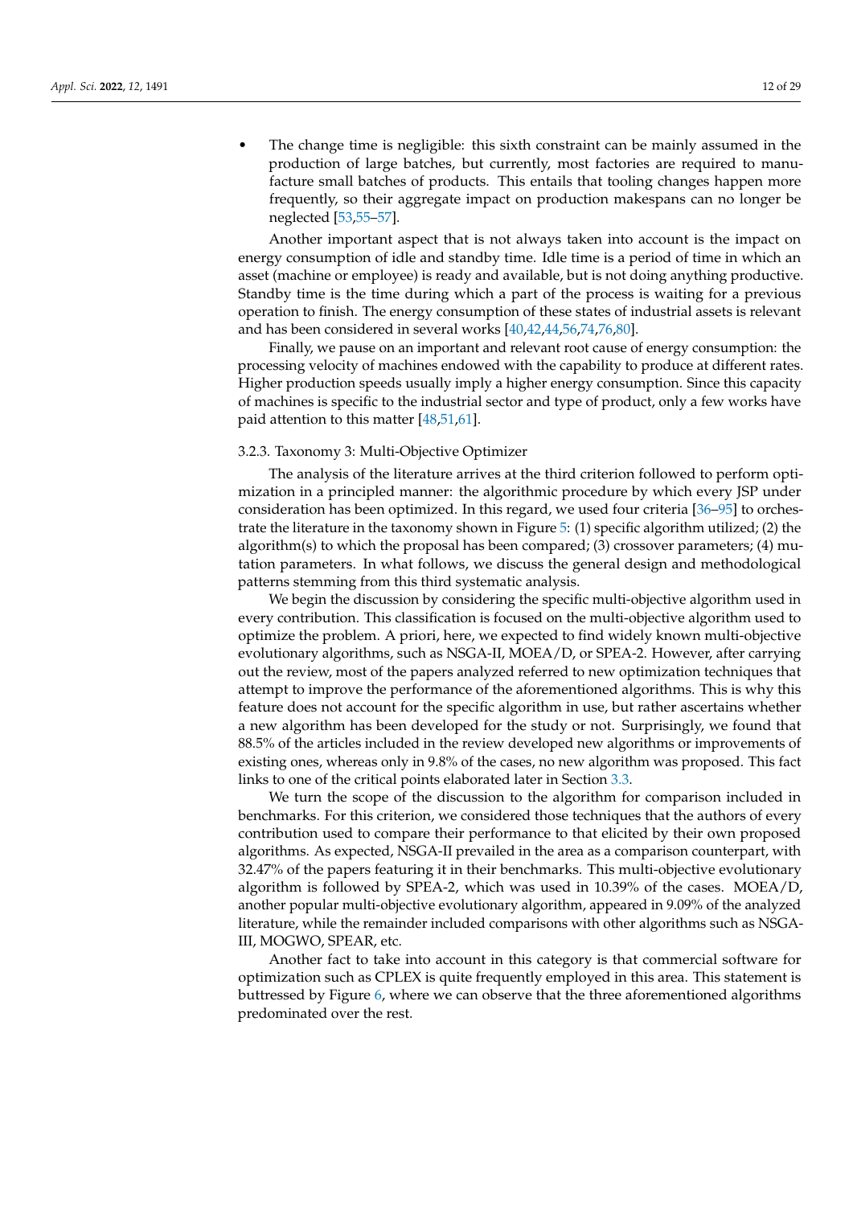- The change time is negligible: this sixth constraint can be mainly assumed in the production of large batches, but currently, most factories are required to manufacture small batches of products. This entails that tooling changes happen more frequently, so their aggregate impact on production makespans can no longer be neglected [53,55–57].

Another important aspect that is not always taken into account is the impact on energy consumption of idle and standby time. Idle time is a period of time in which an asset (machine or employee) is ready and available, but is not doing anything productive. Standby time is the time during which a part of the process is waiting for a previous operation to finish. The energy consumption of these states of industrial assets is relevant and has been considered in several works [40,42,44,56,74,76,80].

Finally, we pause on an important and relevant root cause of energy consumption: the processing velocity of machines endowed with the capability to produce at different rates. Higher production speeds usually imply a higher energy consumption. Since this capacity of machines is specific to the industrial sector and type of product, only a few works have paid attention to this matter [48,51,61].

#### 3.2.3. Taxonomy 3: Multi-Objective Optimizer

The analysis of the literature arrives at the third criterion followed to perform optimization in a principled manner: the algorithmic procedure by which every JSP under consideration has been optimized. In this regard, we used four criteria [36–95] to orchestrate the literature in the taxonomy shown in Figure 5: (1) specific algorithm utilized; (2) the algorithm(s) to which the proposal has been compared; (3) crossover parameters; (4) mutation parameters. In what follows, we discuss the general design and methodological patterns stemming from this third systematic analysis.

We begin the discussion by considering the specific multi-objective algorithm used in every contribution. This classification is focused on the multi-objective algorithm used to optimize the problem. A priori, here, we expected to find widely known multi-objective evolutionary algorithms, such as NSGA-II, MOEA/D, or SPEA-2. However, after carrying out the review, most of the papers analyzed referred to new optimization techniques that attempt to improve the performance of the aforementioned algorithms. This is why this feature does not account for the specific algorithm in use, but rather ascertains whether a new algorithm has been developed for the study or not. Surprisingly, we found that 88.5% of the articles included in the review developed new algorithms or improvements of existing ones, whereas only in 9.8% of the cases, no new algorithm was proposed. This fact links to one of the critical points elaborated later in Section 3.3.

We turn the scope of the discussion to the algorithm for comparison included in benchmarks. For this criterion, we considered those techniques that the authors of every contribution used to compare their performance to that elicited by their own proposed algorithms. As expected, NSGA-II prevailed in the area as a comparison counterpart, with 32.47% of the papers featuring it in their benchmarks. This multi-objective evolutionary algorithm is followed by SPEA-2, which was used in 10.39% of the cases. MOEA/D, another popular multi-objective evolutionary algorithm, appeared in 9.09% of the analyzed literature, while the remainder included comparisons with other algorithms such as NSGA-III, MOGWO, SPEAR, etc.

Another fact to take into account in this category is that commercial software for optimization such as CPLEX is quite frequently employed in this area. This statement is buttressed by Figure 6, where we can observe that the three aforementioned algorithms predominated over the rest.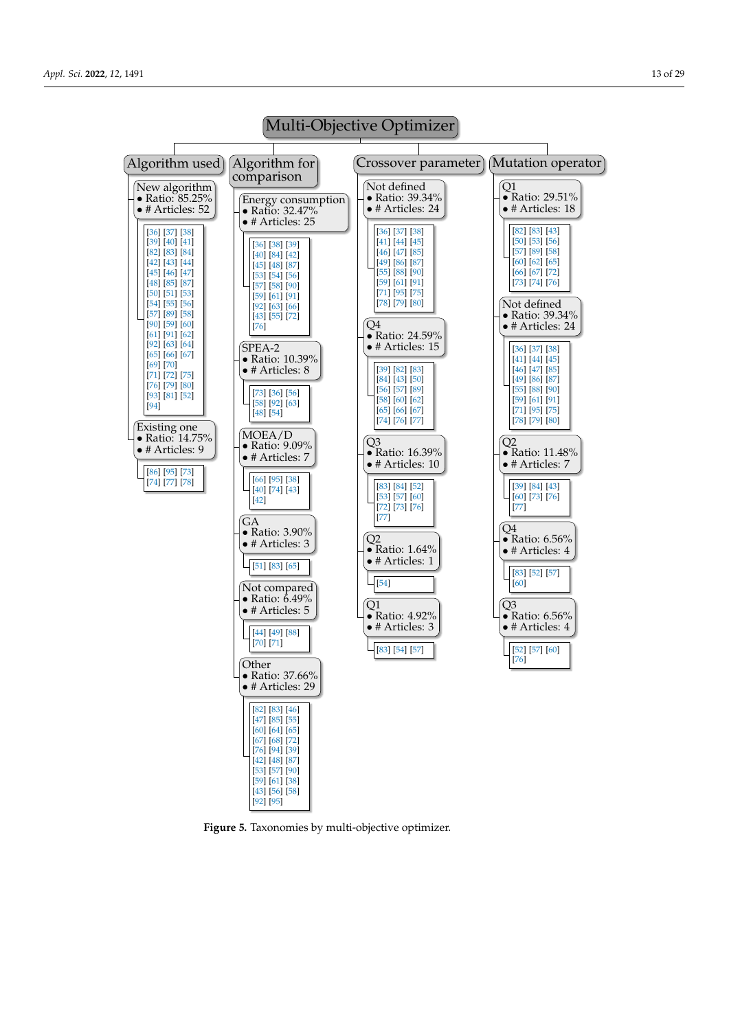# Multi-Objective Optimizer

## Algorithm used

- **New algorithm**
  - Ratio: 85.25%
  - # Articles: 52
  - [36] [37] [38] [39] [40] [41] [82] [83] [84] [42] [43] [44] [45] [46] [47] [48] [85] [87] [50] [51] [53] [54] [55] [56] [57] [89] [58] [90] [59] [60] [61] [91] [62] [92] [63] [64] [65] [66] [67] [69] [70] [71] [72] [75] [76] [79] [80] [93] [81] [52] [94]
- **Existing one**
  - Ratio: 14.75%
  - # Articles: 9
  - [86] [95] [73] [74] [77] [78]

## Algorithm for comparison

- **Energy consumption**
  - Ratio: 32.47%
  - # Articles: 25
  - [36] [38] [39] [40] [84] [42] [45] [48] [87] [53] [54] [56] [57] [58] [90] [59] [61] [91] [92] [63] [66] [43] [55] [72] [76]
- **SPEA-2**
  - Ratio: 10.39%
  - # Articles: 8
  - [73] [36] [56] [58] [92] [63] [48] [54]
- **MOEA/D**
  - Ratio: 9.09%
  - # Articles: 7
  - [66] [95] [38] [40] [74] [43] [42]
- **GA**
  - Ratio: 3.90%
  - # Articles: 3
  - [51] [83] [65]
- **Not compared**
  - Ratio: 6.49%
  - # Articles: 5
  - [44] [49] [88] [70] [71]
- **Other**
  - Ratio: 37.66%
  - # Articles: 29
  - [82] [83] [46] [47] [85] [55] [60] [64] [65] [67] [68] [72] [76] [94] [39] [42] [48] [87] [53] [57] [90] [59] [61] [38] [43] [56] [58] [92] [95]

## Crossover parameter

- **Not defined**
  - Ratio: 39.34%
  - # Articles: 24
  - [36] [37] [38] [41] [44] [45] [46] [47] [85] [49] [86] [87] [55] [88] [90] [59] [61] [91] [71] [95] [75] [78] [79] [80]
- **Q4**
  - Ratio: 24.59%
  - # Articles: 15
  - [39] [82] [83] [84] [43] [50] [56] [57] [89] [58] [60] [62] [65] [66] [67] [74] [76] [77]
- **Q3**
  - Ratio: 16.39%
  - # Articles: 10
  - [83] [84] [52] [53] [57] [60] [72] [73] [76] [77]
- **Q2**
  - Ratio: 1.64%
  - # Articles: 1
  - [54]
- **Q1**
  - Ratio: 4.92%
  - # Articles: 3
  - [83] [54] [57]

## Mutation operator

- **Q1**
  - Ratio: 29.51%
  - # Articles: 18
  - [82] [83] [43] [50] [53] [56] [57] [89] [58] [60] [62] [65] [66] [67] [72] [73] [74] [76]
- **Not defined**
  - Ratio: 39.34%
  - # Articles: 24
  - [36] [37] [38] [41] [44] [45] [46] [47] [85] [49] [86] [87] [55] [88] [90] [59] [61] [91] [71] [95] [75] [78] [79] [80]
- **Q2**
  - Ratio: 11.48%
  - # Articles: 7
  - [39] [84] [43] [60] [73] [76] [77]
- **Q4**
  - Ratio: 6.56%
  - # Articles: 4
  - [83] [52] [57] [60]
- **Q3**
  - Ratio: 6.56%
  - # Articles: 4
  - [52] [57] [60] [76]

**Figure 5.** Taxonomies by multi-objective optimizer.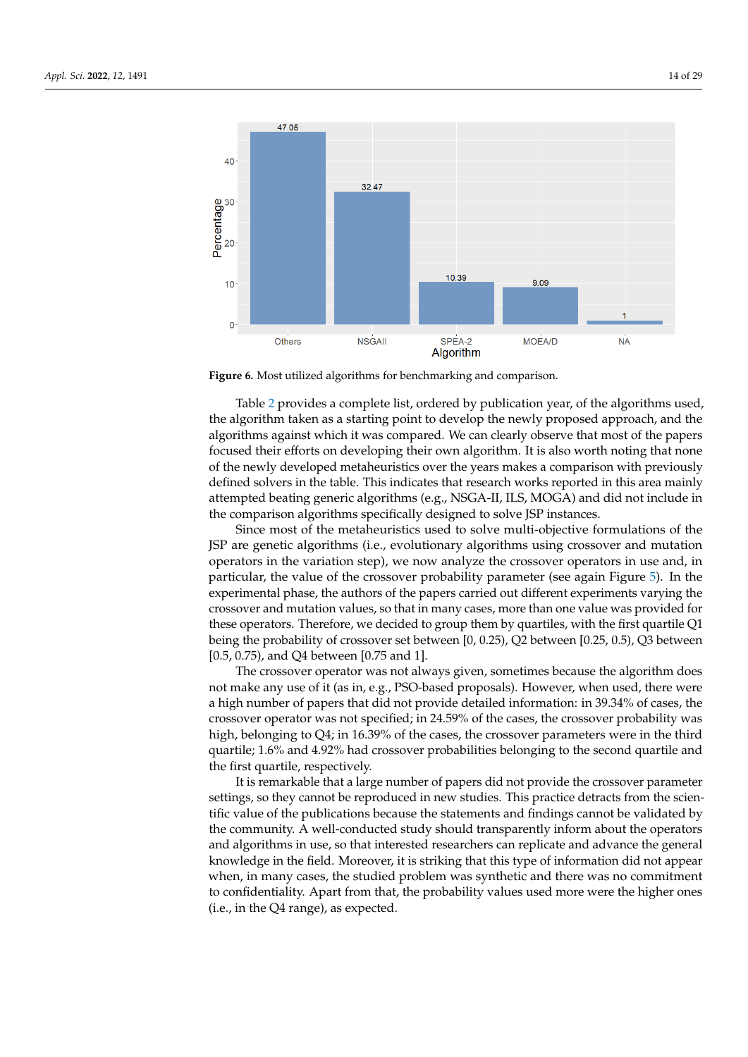**Figure 6.** Most utilized algorithms for benchmarking and comparison.

Table 2 provides a complete list, ordered by publication year, of the algorithms used, the algorithm taken as a starting point to develop the newly proposed approach, and the algorithms against which it was compared. We can clearly observe that most of the papers focused their efforts on developing their own algorithm. It is also worth noting that none of the newly developed metaheuristics over the years makes a comparison with previously defined solvers in the table. This indicates that research works reported in this area mainly attempted beating generic algorithms (e.g., NSGA-II, ILS, MOGA) and did not include in the comparison algorithms specifically designed to solve JSP instances.

Since most of the metaheuristics used to solve multi-objective formulations of the JSP are genetic algorithms (i.e., evolutionary algorithms using crossover and mutation operators in the variation step), we now analyze the crossover operators in use and, in particular, the value of the crossover probability parameter (see again Figure 5). In the experimental phase, the authors of the papers carried out different experiments varying the crossover and mutation values, so that in many cases, more than one value was provided for these operators. Therefore, we decided to group them by quartiles, with the first quartile Q1 being the probability of crossover set between [0, 0.25), Q2 between [0.25, 0.5), Q3 between [0.5, 0.75), and Q4 between [0.75 and 1].

The crossover operator was not always given, sometimes because the algorithm does not make any use of it (as in, e.g., PSO-based proposals). However, when used, there were a high number of papers that did not provide detailed information: in 39.34% of cases, the crossover operator was not specified; in 24.59% of the cases, the crossover probability was high, belonging to Q4; in 16.39% of the cases, the crossover parameters were in the third quartile; 1.6% and 4.92% had crossover probabilities belonging to the second quartile and the first quartile, respectively.

It is remarkable that a large number of papers did not provide the crossover parameter settings, so they cannot be reproduced in new studies. This practice detracts from the scientific value of the publications because the statements and findings cannot be validated by the community. A well-conducted study should transparently inform about the operators and algorithms in use, so that interested researchers can replicate and advance the general knowledge in the field. Moreover, it is striking that this type of information did not appear when, in many cases, the studied problem was synthetic and there was no commitment to confidentiality. Apart from that, the probability values used more were the higher ones (i.e., in the Q4 range), as expected.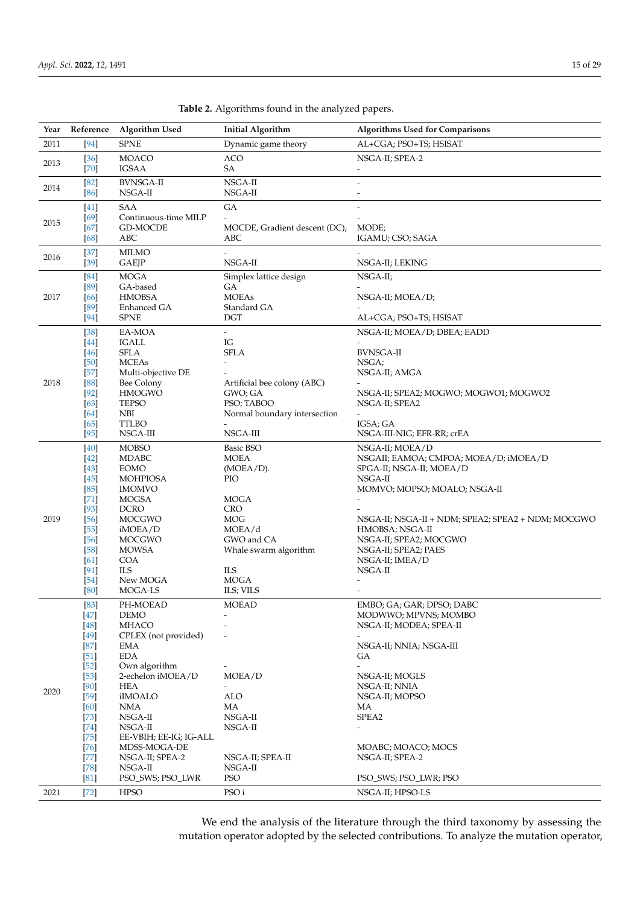**Table 2.** Algorithms found in the analyzed papers.

| Year | Reference | Algorithm Used | Initial Algorithm | Algorithms Used for Comparisons |
|---|---|---|---|---|
| 2011 | [94] | SPNE | Dynamic game theory | AL+CGA; PSO+TS; HSISAT |
| 2013 | [36] | MOACO | ACO | NSGA-II; SPEA-2 |
| | [70] | IGSAA | SA | - |
| 2014 | [82] | BVNSGA-II | NSGA-II | - |
| | [86] | NSGA-II | NSGA-II | - |
| 2015 | [41] | SAA | GA | - |
| | [69] | Continuous-time MILP | - | - |
| | [67] | GD-MOCDE | MOCDE, Gradient descent (DC), | MODE; |
| | [68] | ABC | ABC | IGAMU; CSO; SAGA |
| 2016 | [37] | MILMO | - | - |
| | [39] | GAEJP | NSGA-II | NSGA-II; LEKING |
| 2017 | [84] | MOGA | Simplex lattice design | NSGA-II; |
| | [89] | GA-based | GA | - |
| | [66] | HMOBSA | MOEAs | NSGA-II; MOEA/D; |
| | [89] | Enhanced GA | Standard GA | - |
| | [94] | SPNE | DGT | AL+CGA; PSO+TS; HSISAT |
| 2018 | [38] | EA-MOA | - | NSGA-II; MOEA/D; DBEA; EADD |
| | [44] | IGALL | IG | - |
| | [46] | SFLA | SFLA | BVNSGA-II |
| | [50] | MCEAs | - | NSGA; |
| | [57] | Multi-objective DE | - | NSGA-II; AMGA |
| | [88] | Bee Colony | Artificial bee colony (ABC) | - |
| | [92] | HMOGWO | GWO; GA | NSGA-II; SPEA2; MOGWO; MOGWO1; MOGWO2 |
| | [63] | TEPSO | PSO; TABOO | NSGA-II; SPEA2 |
| | [64] | NBI | Normal boundary intersection | - |
| | [65] | TTLBO | - | IGSA; GA |
| | [95] | NSGA-III | NSGA-III | NSGA-III-NIG; EFR-RR; crEA |
| 2019 | [40] | MOBSO | Basic BSO | NSGA-II; MOEA/D |
| | [42] | MDABC | MOEA | NSGAII; EAMOA; CMFOA; MOEA/D; iMOEA/D |
| | [43] | EOMO | (MOEA/D). | SPGA-II; NSGA-II; MOEA/D |
| | [45] | MOHPIOSA | PIO | NSGA-II |
| | [85] | IMOMVO | | MOMVO; MOPSO; MOALO; NSGA-II |
| | [71] | MOGSA | MOGA | - |
| | [93] | DCRO | CRO | - |
| | [56] | MOCGWO | MOG | NSGA-II; NSGA-II + NDM; SPEA2; SPEA2 + NDM; MOCGWO |
| | [55] | iMOEA/D | MOEA/d | HMOBSA; NSGA-II |
| | [56] | MOCGWO | GWO and CA | NSGA-II; SPEA2; MOCGWO |
| | [58] | MOWSA | Whale swarm algorithm | NSGA-II; SPEA2; PAES |
| | [61] | COA | | NSGA-II; IMEA/D |
| | [91] | ILS | ILS | NSGA-II |
| | [54] | New MOGA | MOGA | - |
| | [80] | MOGA-LS | ILS; VILS | - |
| 2020 | [83] | PH-MOEAD | MOEAD | EMBO; GA; GAR; DPSO; DABC |
| | [47] | DEMO | - | MODWWO; MPVNS; MOMBO |
| | [48] | MHACO | - | NSGA-II; MODEA; SPEA-II |
| | [49] | CPLEX (not provided) | - | - |
| | [87] | EMA | | NSGA-II; NNIA; NSGA-III |
| | [51] | EDA | - | GA |
| | [52] | Own algorithm | - | - |
| | [53] | 2-echelon iMOEA/D | MOEA/D | NSGA-II; MOGLS |
| | [90] | HEA | - | NSGA-II; NNIA |
| | [59] | iIMOALO | ALO | NSGA-II; MOPSO |
| | [60] | NMA | MA | MA |
| | [73] | NSGA-II | NSGA-II | SPEA2 |
| | [74] | NSGA-II | NSGA-II | - |
| | [75] | EE-VBIH; EE-IG; IG-ALL | | |
| | [76] | MDSS-MOGA-DE | | MOABC; MOACO; MOCS |
| | [77] | NSGA-II; SPEA-2 | NSGA-II; SPEA-II | NSGA-II; SPEA-2 |
| | [78] | NSGA-II | NSGA-II | |
| | [81] | PSO_SWS; PSO_LWR | PSO | PSO_SWS; PSO_LWR; PSO |
| 2021 | [72] | HPSO | PSO i | NSGA-II; HPSO-LS |

We end the analysis of the literature through the third taxonomy by assessing the mutation operator adopted by the selected contributions. To analyze the mutation operator,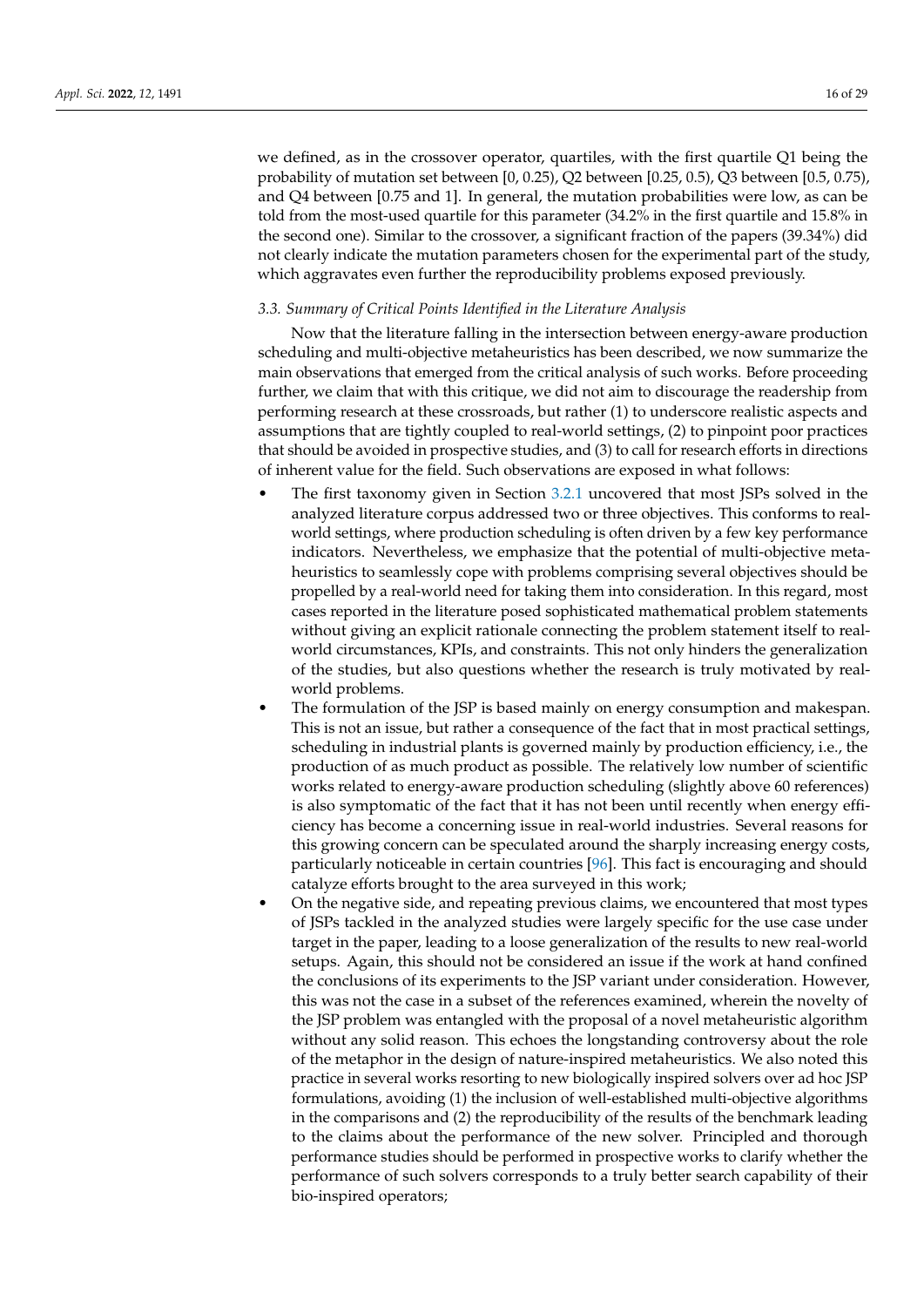we defined, as in the crossover operator, quartiles, with the first quartile Q1 being the probability of mutation set between [0, 0.25), Q2 between [0.25, 0.5), Q3 between [0.5, 0.75), and Q4 between [0.75 and 1]. In general, the mutation probabilities were low, as can be told from the most-used quartile for this parameter (34.2% in the first quartile and 15.8% in the second one). Similar to the crossover, a significant fraction of the papers (39.34%) did not clearly indicate the mutation parameters chosen for the experimental part of the study, which aggravates even further the reproducibility problems exposed previously.

### *3.3. Summary of Critical Points Identified in the Literature Analysis*

Now that the literature falling in the intersection between energy-aware production scheduling and multi-objective metaheuristics has been described, we now summarize the main observations that emerged from the critical analysis of such works. Before proceeding further, we claim that with this critique, we did not aim to discourage the readership from performing research at these crossroads, but rather (1) to underscore realistic aspects and assumptions that are tightly coupled to real-world settings, (2) to pinpoint poor practices that should be avoided in prospective studies, and (3) to call for research efforts in directions of inherent value for the field. Such observations are exposed in what follows:

- The first taxonomy given in Section 3.2.1 uncovered that most JSPs solved in the analyzed literature corpus addressed two or three objectives. This conforms to real-world settings, where production scheduling is often driven by a few key performance indicators. Nevertheless, we emphasize that the potential of multi-objective metaheuristics to seamlessly cope with problems comprising several objectives should be propelled by a real-world need for taking them into consideration. In this regard, most cases reported in the literature posed sophisticated mathematical problem statements without giving an explicit rationale connecting the problem statement itself to real-world circumstances, KPIs, and constraints. This not only hinders the generalization of the studies, but also questions whether the research is truly motivated by real-world problems.
- The formulation of the JSP is based mainly on energy consumption and makespan. This is not an issue, but rather a consequence of the fact that in most practical settings, scheduling in industrial plants is governed mainly by production efficiency, i.e., the production of as much product as possible. The relatively low number of scientific works related to energy-aware production scheduling (slightly above 60 references) is also symptomatic of the fact that it has not been until recently when energy efficiency has become a concerning issue in real-world industries. Several reasons for this growing concern can be speculated around the sharply increasing energy costs, particularly noticeable in certain countries [96]. This fact is encouraging and should catalyze efforts brought to the area surveyed in this work;
- On the negative side, and repeating previous claims, we encountered that most types of JSPs tackled in the analyzed studies were largely specific for the use case under target in the paper, leading to a loose generalization of the results to new real-world setups. Again, this should not be considered an issue if the work at hand confined the conclusions of its experiments to the JSP variant under consideration. However, this was not the case in a subset of the references examined, wherein the novelty of the JSP problem was entangled with the proposal of a novel metaheuristic algorithm without any solid reason. This echoes the longstanding controversy about the role of the metaphor in the design of nature-inspired metaheuristics. We also noted this practice in several works resorting to new biologically inspired solvers over ad hoc JSP formulations, avoiding (1) the inclusion of well-established multi-objective algorithms in the comparisons and (2) the reproducibility of the results of the benchmark leading to the claims about the performance of the new solver. Principled and thorough performance studies should be performed in prospective works to clarify whether the performance of such solvers corresponds to a truly better search capability of their bio-inspired operators;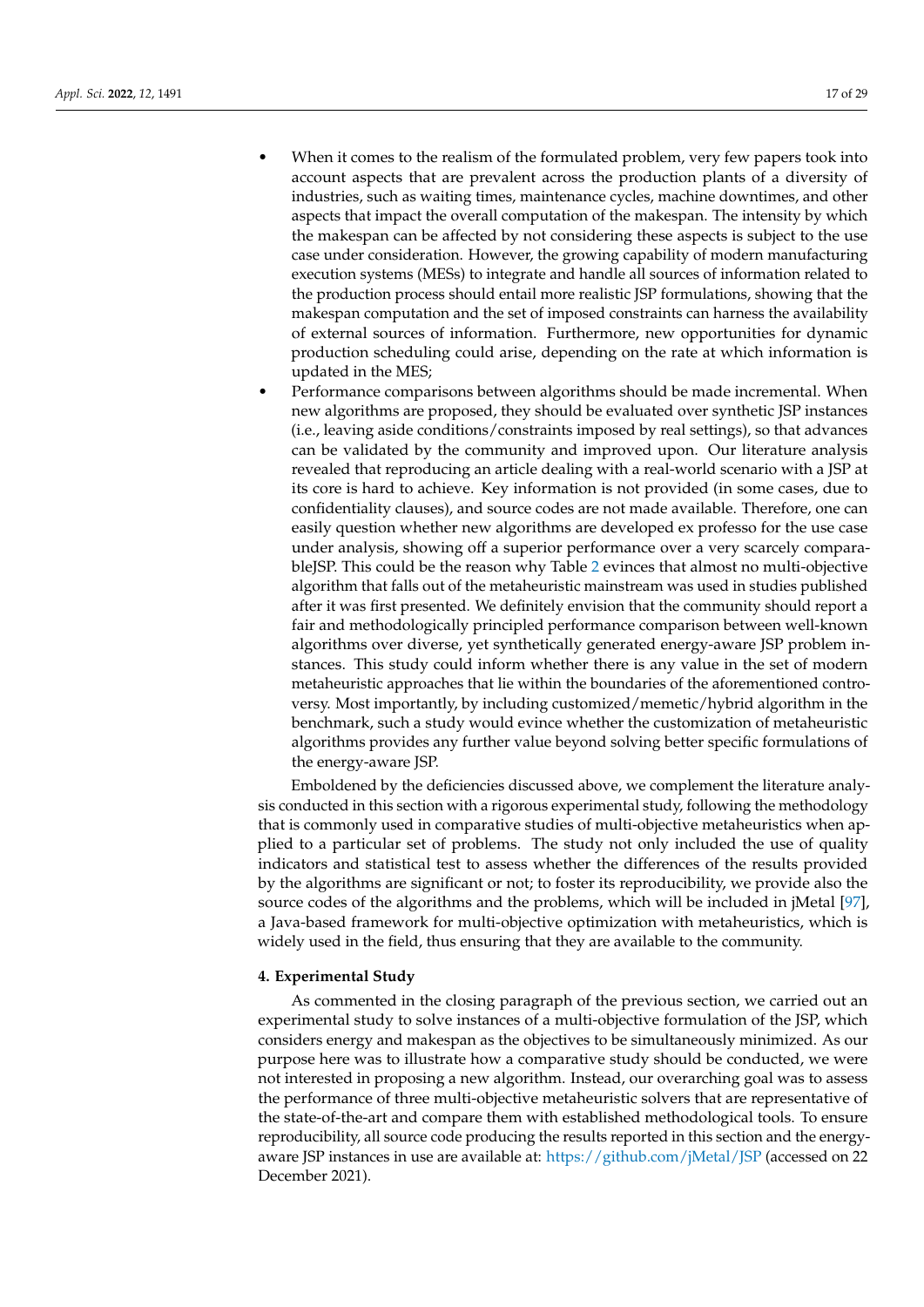- When it comes to the realism of the formulated problem, very few papers took into account aspects that are prevalent across the production plants of a diversity of industries, such as waiting times, maintenance cycles, machine downtimes, and other aspects that impact the overall computation of the makespan. The intensity by which the makespan can be affected by not considering these aspects is subject to the use case under consideration. However, the growing capability of modern manufacturing execution systems (MESs) to integrate and handle all sources of information related to the production process should entail more realistic JSP formulations, showing that the makespan computation and the set of imposed constraints can harness the availability of external sources of information. Furthermore, new opportunities for dynamic production scheduling could arise, depending on the rate at which information is updated in the MES;
- Performance comparisons between algorithms should be made incremental. When new algorithms are proposed, they should be evaluated over synthetic JSP instances (i.e., leaving aside conditions/constraints imposed by real settings), so that advances can be validated by the community and improved upon. Our literature analysis revealed that reproducing an article dealing with a real-world scenario with a JSP at its core is hard to achieve. Key information is not provided (in some cases, due to confidentiality clauses), and source codes are not made available. Therefore, one can easily question whether new algorithms are developed ex professo for the use case under analysis, showing off a superior performance over a very scarcely comparableJSP. This could be the reason why Table 2 evinces that almost no multi-objective algorithm that falls out of the metaheuristic mainstream was used in studies published after it was first presented. We definitely envision that the community should report a fair and methodologically principled performance comparison between well-known algorithms over diverse, yet synthetically generated energy-aware JSP problem instances. This study could inform whether there is any value in the set of modern metaheuristic approaches that lie within the boundaries of the aforementioned controversy. Most importantly, by including customized/memetic/hybrid algorithm in the benchmark, such a study would evince whether the customization of metaheuristic algorithms provides any further value beyond solving better specific formulations of the energy-aware JSP.

Emboldened by the deficiencies discussed above, we complement the literature analysis conducted in this section with a rigorous experimental study, following the methodology that is commonly used in comparative studies of multi-objective metaheuristics when applied to a particular set of problems. The study not only included the use of quality indicators and statistical test to assess whether the differences of the results provided by the algorithms are significant or not; to foster its reproducibility, we provide also the source codes of the algorithms and the problems, which will be included in jMetal [97], a Java-based framework for multi-objective optimization with metaheuristics, which is widely used in the field, thus ensuring that they are available to the community.

## 4. Experimental Study

As commented in the closing paragraph of the previous section, we carried out an experimental study to solve instances of a multi-objective formulation of the JSP, which considers energy and makespan as the objectives to be simultaneously minimized. As our purpose here was to illustrate how a comparative study should be conducted, we were not interested in proposing a new algorithm. Instead, our overarching goal was to assess the performance of three multi-objective metaheuristic solvers that are representative of the state-of-the-art and compare them with established methodological tools. To ensure reproducibility, all source code producing the results reported in this section and the energy-aware JSP instances in use are available at: https://github.com/jMetal/JSP (accessed on 22 December 2021).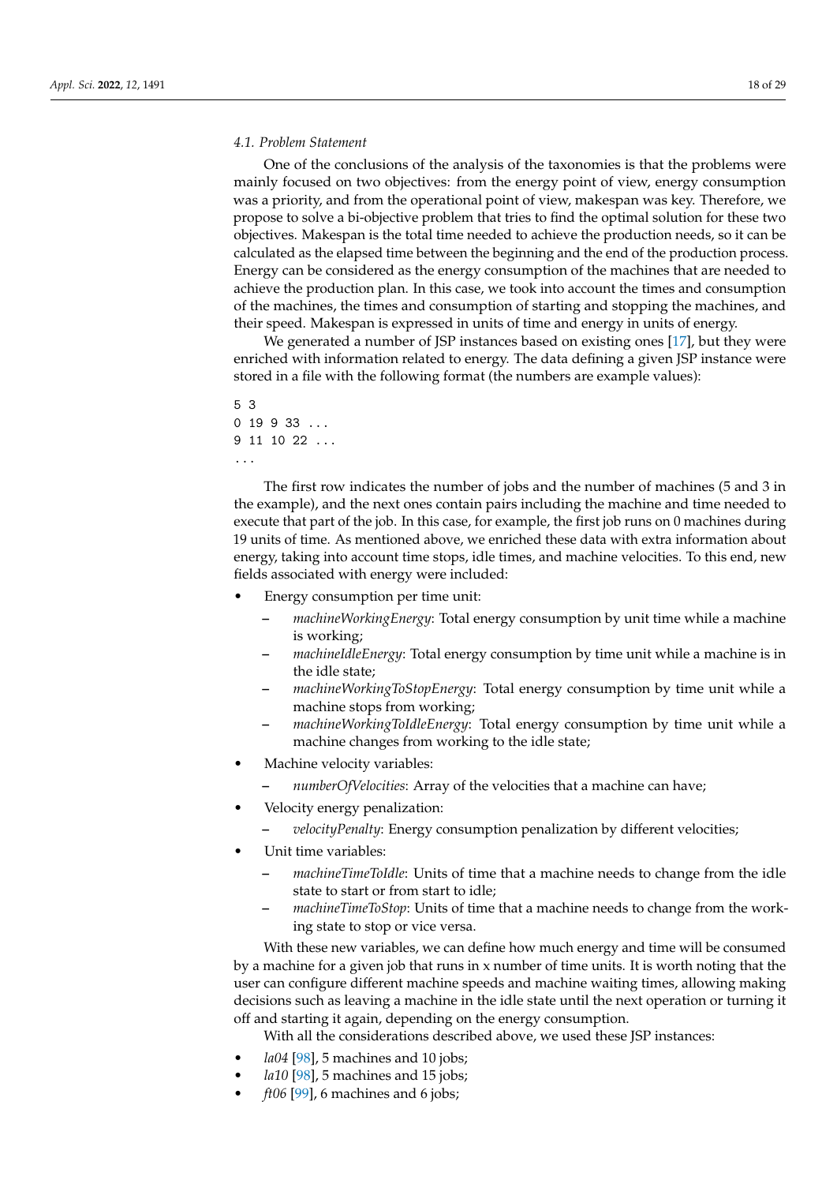### 4.1. Problem Statement

One of the conclusions of the analysis of the taxonomies is that the problems were mainly focused on two objectives: from the energy point of view, energy consumption was a priority, and from the operational point of view, makespan was key. Therefore, we propose to solve a bi-objective problem that tries to find the optimal solution for these two objectives. Makespan is the total time needed to achieve the production needs, so it can be calculated as the elapsed time between the beginning and the end of the production process. Energy can be considered as the energy consumption of the machines that are needed to achieve the production plan. In this case, we took into account the times and consumption of the machines, the times and consumption of starting and stopping the machines, and their speed. Makespan is expressed in units of time and energy in units of energy.

We generated a number of JSP instances based on existing ones [17], but they were enriched with information related to energy. The data defining a given JSP instance were stored in a file with the following format (the numbers are example values):

```
5 3
0 19 9 33 ...
9 11 10 22 ...
...
```

The first row indicates the number of jobs and the number of machines (5 and 3 in the example), and the next ones contain pairs including the machine and time needed to execute that part of the job. In this case, for example, the first job runs on 0 machines during 19 units of time. As mentioned above, we enriched these data with extra information about energy, taking into account time stops, idle times, and machine velocities. To this end, new fields associated with energy were included:

- Energy consumption per time unit:
  - *machineWorkingEnergy*: Total energy consumption by unit time while a machine is working;
  - *machineIdleEnergy*: Total energy consumption by time unit while a machine is in the idle state;
  - *machineWorkingToStopEnergy*: Total energy consumption by time unit while a machine stops from working;
  - *machineWorkingToIdleEnergy*: Total energy consumption by time unit while a machine changes from working to the idle state;
- Machine velocity variables:
  - *numberOfVelocities*: Array of the velocities that a machine can have;
- Velocity energy penalization:
  - *velocityPenalty*: Energy consumption penalization by different velocities;
- Unit time variables:
  - *machineTimeToIdle*: Units of time that a machine needs to change from the idle state to start or from start to idle;
  - *machineTimeToStop*: Units of time that a machine needs to change from the working state to stop or vice versa.

With these new variables, we can define how much energy and time will be consumed by a machine for a given job that runs in x number of time units. It is worth noting that the user can configure different machine speeds and machine waiting times, allowing making decisions such as leaving a machine in the idle state until the next operation or turning it off and starting it again, depending on the energy consumption.

With all the considerations described above, we used these JSP instances:

- *la04* [98], 5 machines and 10 jobs;
- *la10* [98], 5 machines and 15 jobs;
- *ft06* [99], 6 machines and 6 jobs;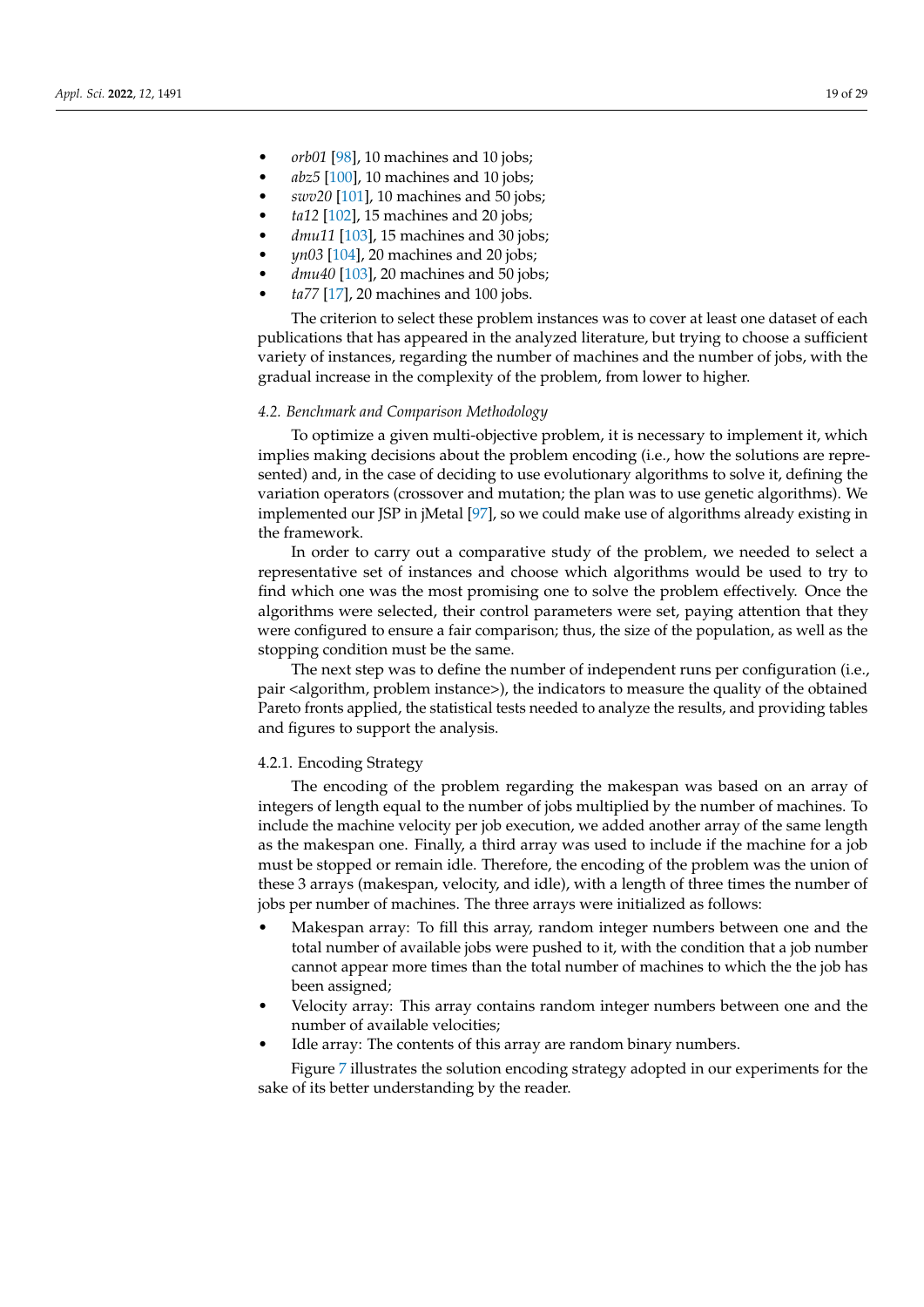- *orb01* [98], 10 machines and 10 jobs;
- *abz5* [100], 10 machines and 10 jobs;
- *swv20* [101], 10 machines and 50 jobs;
- *ta12* [102], 15 machines and 20 jobs;
- *dmu11* [103], 15 machines and 30 jobs;
- *yn03* [104], 20 machines and 20 jobs;
- *dmu40* [103], 20 machines and 50 jobs;
- *ta77* [17], 20 machines and 100 jobs.

The criterion to select these problem instances was to cover at least one dataset of each publications that has appeared in the analyzed literature, but trying to choose a sufficient variety of instances, regarding the number of machines and the number of jobs, with the gradual increase in the complexity of the problem, from lower to higher.

### 4.2. Benchmark and Comparison Methodology

To optimize a given multi-objective problem, it is necessary to implement it, which implies making decisions about the problem encoding (i.e., how the solutions are represented) and, in the case of deciding to use evolutionary algorithms to solve it, defining the variation operators (crossover and mutation; the plan was to use genetic algorithms). We implemented our JSP in jMetal [97], so we could make use of algorithms already existing in the framework.

In order to carry out a comparative study of the problem, we needed to select a representative set of instances and choose which algorithms would be used to try to find which one was the most promising one to solve the problem effectively. Once the algorithms were selected, their control parameters were set, paying attention that they were configured to ensure a fair comparison; thus, the size of the population, as well as the stopping condition must be the same.

The next step was to define the number of independent runs per configuration (i.e., pair <algorithm, problem instance>), the indicators to measure the quality of the obtained Pareto fronts applied, the statistical tests needed to analyze the results, and providing tables and figures to support the analysis.

#### 4.2.1. Encoding Strategy

The encoding of the problem regarding the makespan was based on an array of integers of length equal to the number of jobs multiplied by the number of machines. To include the machine velocity per job execution, we added another array of the same length as the makespan one. Finally, a third array was used to include if the machine for a job must be stopped or remain idle. Therefore, the encoding of the problem was the union of these 3 arrays (makespan, velocity, and idle), with a length of three times the number of jobs per number of machines. The three arrays were initialized as follows:

- Makespan array: To fill this array, random integer numbers between one and the total number of available jobs were pushed to it, with the condition that a job number cannot appear more times than the total number of machines to which the the job has been assigned;
- Velocity array: This array contains random integer numbers between one and the number of available velocities;
- Idle array: The contents of this array are random binary numbers.

Figure 7 illustrates the solution encoding strategy adopted in our experiments for the sake of its better understanding by the reader.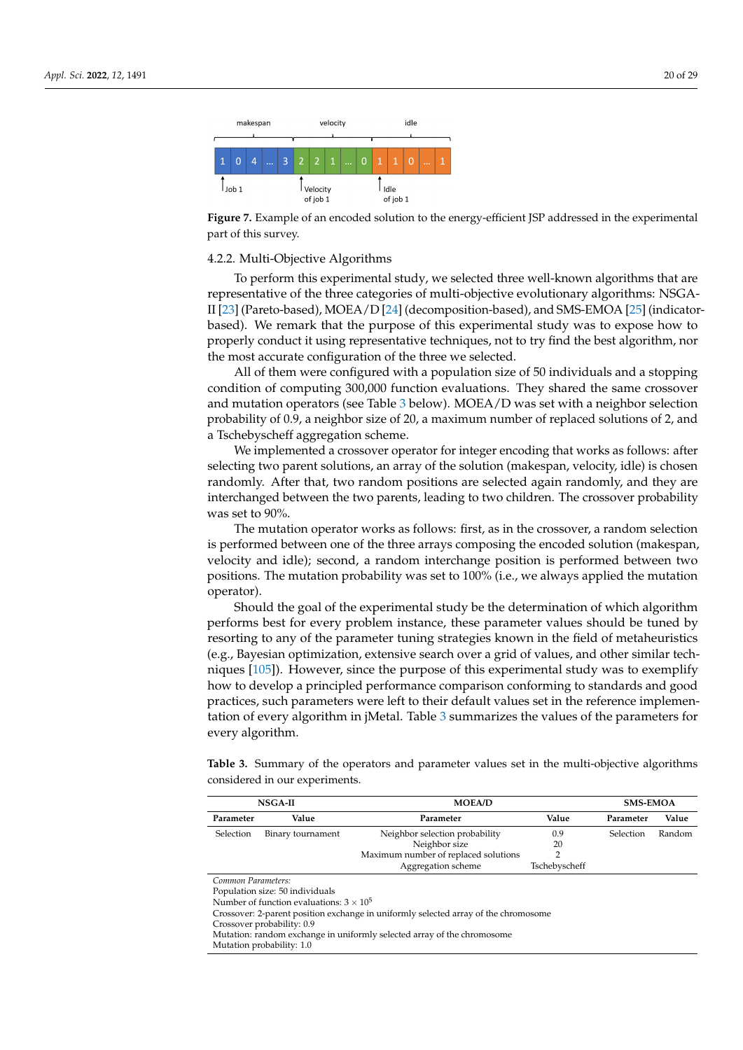Figure 7. Example of an encoded solution to the energy-efficient JSP addressed in the experimental part of this survey.

### 4.2.2. Multi-Objective Algorithms

To perform this experimental study, we selected three well-known algorithms that are representative of the three categories of multi-objective evolutionary algorithms: NSGA-II [23] (Pareto-based), MOEA/D [24] (decomposition-based), and SMS-EMOA [25] (indicator-based). We remark that the purpose of this experimental study was to expose how to properly conduct it using representative techniques, not to try find the best algorithm, nor the most accurate configuration of the three we selected.

All of them were configured with a population size of 50 individuals and a stopping condition of computing 300,000 function evaluations. They shared the same crossover and mutation operators (see Table 3 below). MOEA/D was set with a neighbor selection probability of 0.9, a neighbor size of 20, a maximum number of replaced solutions of 2, and a Tschebyscheff aggregation scheme.

We implemented a crossover operator for integer encoding that works as follows: after selecting two parent solutions, an array of the solution (makespan, velocity, idle) is chosen randomly. After that, two random positions are selected again randomly, and they are interchanged between the two parents, leading to two children. The crossover probability was set to 90%.

The mutation operator works as follows: first, as in the crossover, a random selection is performed between one of the three arrays composing the encoded solution (makespan, velocity and idle); second, a random interchange position is performed between two positions. The mutation probability was set to 100% (i.e., we always applied the mutation operator).

Should the goal of the experimental study be the determination of which algorithm performs best for every problem instance, these parameter values should be tuned by resorting to any of the parameter tuning strategies known in the field of metaheuristics (e.g., Bayesian optimization, extensive search over a grid of values, and other similar techniques [105]). However, since the purpose of this experimental study was to exemplify how to develop a principled performance comparison conforming to standards and good practices, such parameters were left to their default values set in the reference implementation of every algorithm in jMetal. Table 3 summarizes the values of the parameters for every algorithm.

**Table 3.** Summary of the operators and parameter values set in the multi-objective algorithms considered in our experiments.

| NSGA-II | | MOEA/D | | SMS-EMOA | |
|---|---|---|---|---|---|
| **Parameter** | **Value** | **Parameter** | **Value** | **Parameter** | **Value** |
| Selection | Binary tournament | Neighbor selection probability | 0.9 | Selection | Random |
| | | Neighbor size | 20 | | |
| | | Maximum number of replaced solutions | 2 | | |
| | | Aggregation scheme | Tschebyscheff | | |

*Common Parameters:*
Population size: 50 individuals
Number of function evaluations: $3 \times 10^5$
Crossover: 2-parent position exchange in uniformly selected array of the chromosome
Crossover probability: 0.9
Mutation: random exchange in uniformly selected array of the chromosome
Mutation probability: 1.0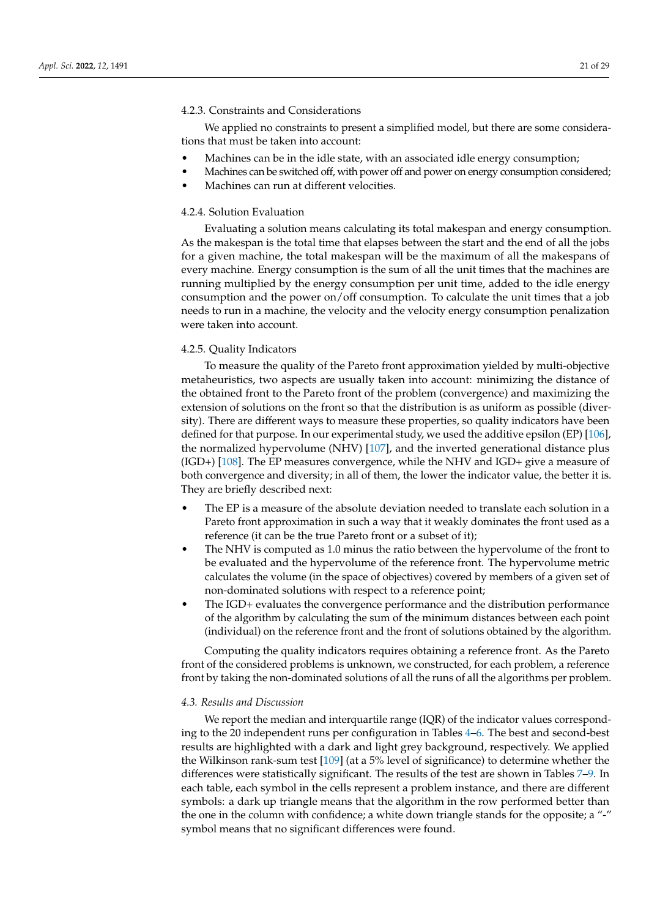#### 4.2.3. Constraints and Considerations

We applied no constraints to present a simplified model, but there are some considerations that must be taken into account:

- Machines can be in the idle state, with an associated idle energy consumption;
- Machines can be switched off, with power off and power on energy consumption considered;
- Machines can run at different velocities.

#### 4.2.4. Solution Evaluation

Evaluating a solution means calculating its total makespan and energy consumption. As the makespan is the total time that elapses between the start and the end of all the jobs for a given machine, the total makespan will be the maximum of all the makespans of every machine. Energy consumption is the sum of all the unit times that the machines are running multiplied by the energy consumption per unit time, added to the idle energy consumption and the power on/off consumption. To calculate the unit times that a job needs to run in a machine, the velocity and the velocity energy consumption penalization were taken into account.

#### 4.2.5. Quality Indicators

To measure the quality of the Pareto front approximation yielded by multi-objective metaheuristics, two aspects are usually taken into account: minimizing the distance of the obtained front to the Pareto front of the problem (convergence) and maximizing the extension of solutions on the front so that the distribution is as uniform as possible (diversity). There are different ways to measure these properties, so quality indicators have been defined for that purpose. In our experimental study, we used the additive epsilon (EP) [106], the normalized hypervolume (NHV) [107], and the inverted generational distance plus (IGD+) [108]. The EP measures convergence, while the NHV and IGD+ give a measure of both convergence and diversity; in all of them, the lower the indicator value, the better it is. They are briefly described next:

- The EP is a measure of the absolute deviation needed to translate each solution in a Pareto front approximation in such a way that it weakly dominates the front used as a reference (it can be the true Pareto front or a subset of it);
- The NHV is computed as 1.0 minus the ratio between the hypervolume of the front to be evaluated and the hypervolume of the reference front. The hypervolume metric calculates the volume (in the space of objectives) covered by members of a given set of non-dominated solutions with respect to a reference point;
- The IGD+ evaluates the convergence performance and the distribution performance of the algorithm by calculating the sum of the minimum distances between each point (individual) on the reference front and the front of solutions obtained by the algorithm.

Computing the quality indicators requires obtaining a reference front. As the Pareto front of the considered problems is unknown, we constructed, for each problem, a reference front by taking the non-dominated solutions of all the runs of all the algorithms per problem.

### *4.3. Results and Discussion*

We report the median and interquartile range (IQR) of the indicator values corresponding to the 20 independent runs per configuration in Tables 4–6. The best and second-best results are highlighted with a dark and light grey background, respectively. We applied the Wilkinson rank-sum test [109] (at a 5% level of significance) to determine whether the differences were statistically significant. The results of the test are shown in Tables 7–9. In each table, each symbol in the cells represent a problem instance, and there are different symbols: a dark up triangle means that the algorithm in the row performed better than the one in the column with confidence; a white down triangle stands for the opposite; a "-" symbol means that no significant differences were found.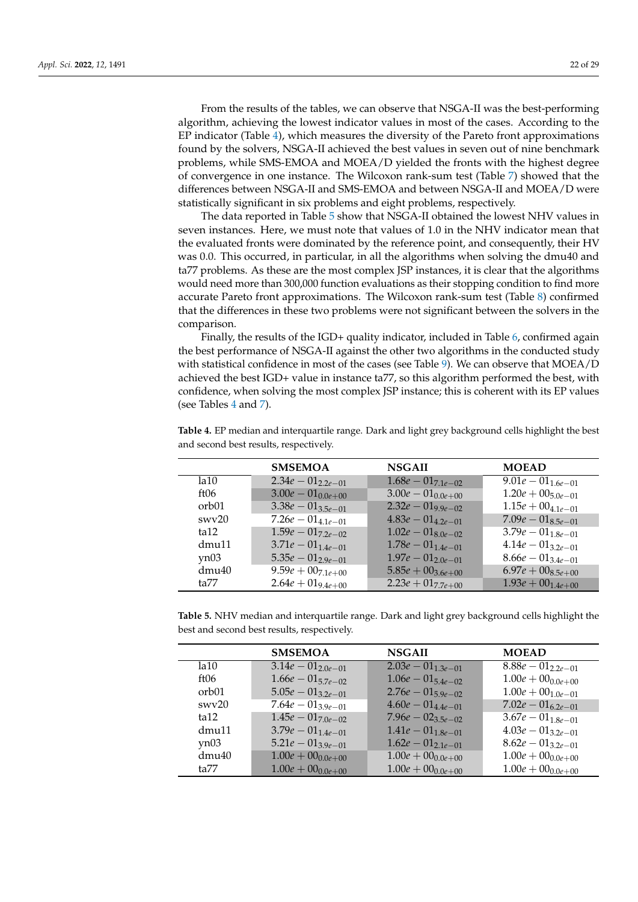From the results of the tables, we can observe that NSGA-II was the best-performing algorithm, achieving the lowest indicator values in most of the cases. According to the EP indicator (Table 4), which measures the diversity of the Pareto front approximations found by the solvers, NSGA-II achieved the best values in seven out of nine benchmark problems, while SMS-EMOA and MOEA/D yielded the fronts with the highest degree of convergence in one instance. The Wilcoxon rank-sum test (Table 7) showed that the differences between NSGA-II and SMS-EMOA and between NSGA-II and MOEA/D were statistically significant in six problems and eight problems, respectively.

The data reported in Table 5 show that NSGA-II obtained the lowest NHV values in seven instances. Here, we must note that values of 1.0 in the NHV indicator mean that the evaluated fronts were dominated by the reference point, and consequently, their HV was 0.0. This occurred, in particular, in all the algorithms when solving the dmu40 and ta77 problems. As these are the most complex JSP instances, it is clear that the algorithms would need more than 300,000 function evaluations as their stopping condition to find more accurate Pareto front approximations. The Wilcoxon rank-sum test (Table 8) confirmed that the differences in these two problems were not significant between the solvers in the comparison.

Finally, the results of the IGD+ quality indicator, included in Table 6, confirmed again the best performance of NSGA-II against the other two algorithms in the conducted study with statistical confidence in most of the cases (see Table 9). We can observe that MOEA/D achieved the best IGD+ value in instance ta77, so this algorithm performed the best, with confidence, when solving the most complex JSP instance; this is coherent with its EP values (see Tables 4 and 7).

**Table 4.** EP median and interquartile range. Dark and light grey background cells highlight the best and second best results, respectively.

| | SMSEMOA | NSGAII | MOEAD |
|---|---|---|---|
| la10 | $2.34e-01_{2.2e-01}$ | $1.68e-01_{7.1e-02}$ | $9.01e-01_{1.6e-01}$ |
| ft06 | $3.00e-01_{0.0e+00}$ | $3.00e-01_{0.0e+00}$ | $1.20e+00_{5.0e-01}$ |
| orb01 | $3.38e-01_{3.5e-01}$ | $2.32e-01_{9.9e-02}$ | $1.15e+00_{4.1e-01}$ |
| swv20 | $7.26e-01_{4.1e-01}$ | $4.83e-01_{4.2e-01}$ | $7.09e-01_{8.5e-01}$ |
| ta12 | $1.59e-01_{7.2e-02}$ | $1.02e-01_{8.0e-02}$ | $3.79e-01_{1.8e-01}$ |
| dmu11 | $3.71e-01_{1.4e-01}$ | $1.78e-01_{1.4e-01}$ | $4.14e-01_{3.2e-01}$ |
| yn03 | $5.35e-01_{2.9e-01}$ | $1.97e-01_{2.0e-01}$ | $8.66e-01_{3.4e-01}$ |
| dmu40 | $9.59e+00_{7.1e+00}$ | $5.85e+00_{3.6e+00}$ | $6.97e+00_{8.5e+00}$ |
| ta77 | $2.64e+01_{9.4e+00}$ | $2.23e+01_{7.7e+00}$ | $1.93e+00_{1.4e+00}$ |

**Table 5.** NHV median and interquartile range. Dark and light grey background cells highlight the best and second best results, respectively.

| | SMSEMOA | NSGAII | MOEAD |
|---|---|---|---|
| la10 | $3.14e-01_{2.0e-01}$ | $2.03e-01_{1.3e-01}$ | $8.88e-01_{2.2e-01}$ |
| ft06 | $1.66e-01_{5.7e-02}$ | $1.06e-01_{5.4e-02}$ | $1.00e+00_{0.0e+00}$ |
| orb01 | $5.05e-01_{3.2e-01}$ | $2.76e-01_{5.9e-02}$ | $1.00e+00_{1.0e-01}$ |
| swv20 | $7.64e-01_{3.9e-01}$ | $4.60e-01_{4.4e-01}$ | $7.02e-01_{6.2e-01}$ |
| ta12 | $1.45e-01_{7.0e-02}$ | $7.96e-02_{3.5e-02}$ | $3.67e-01_{1.8e-01}$ |
| dmu11 | $3.79e-01_{1.4e-01}$ | $1.41e-01_{1.8e-01}$ | $4.03e-01_{3.2e-01}$ |
| yn03 | $5.21e-01_{3.9e-01}$ | $1.62e-01_{2.1e-01}$ | $8.62e-01_{3.2e-01}$ |
| dmu40 | $1.00e+00_{0.0e+00}$ | $1.00e+00_{0.0e+00}$ | $1.00e+00_{0.0e+00}$ |
| ta77 | $1.00e+00_{0.0e+00}$ | $1.00e+00_{0.0e+00}$ | $1.00e+00_{0.0e+00}$ |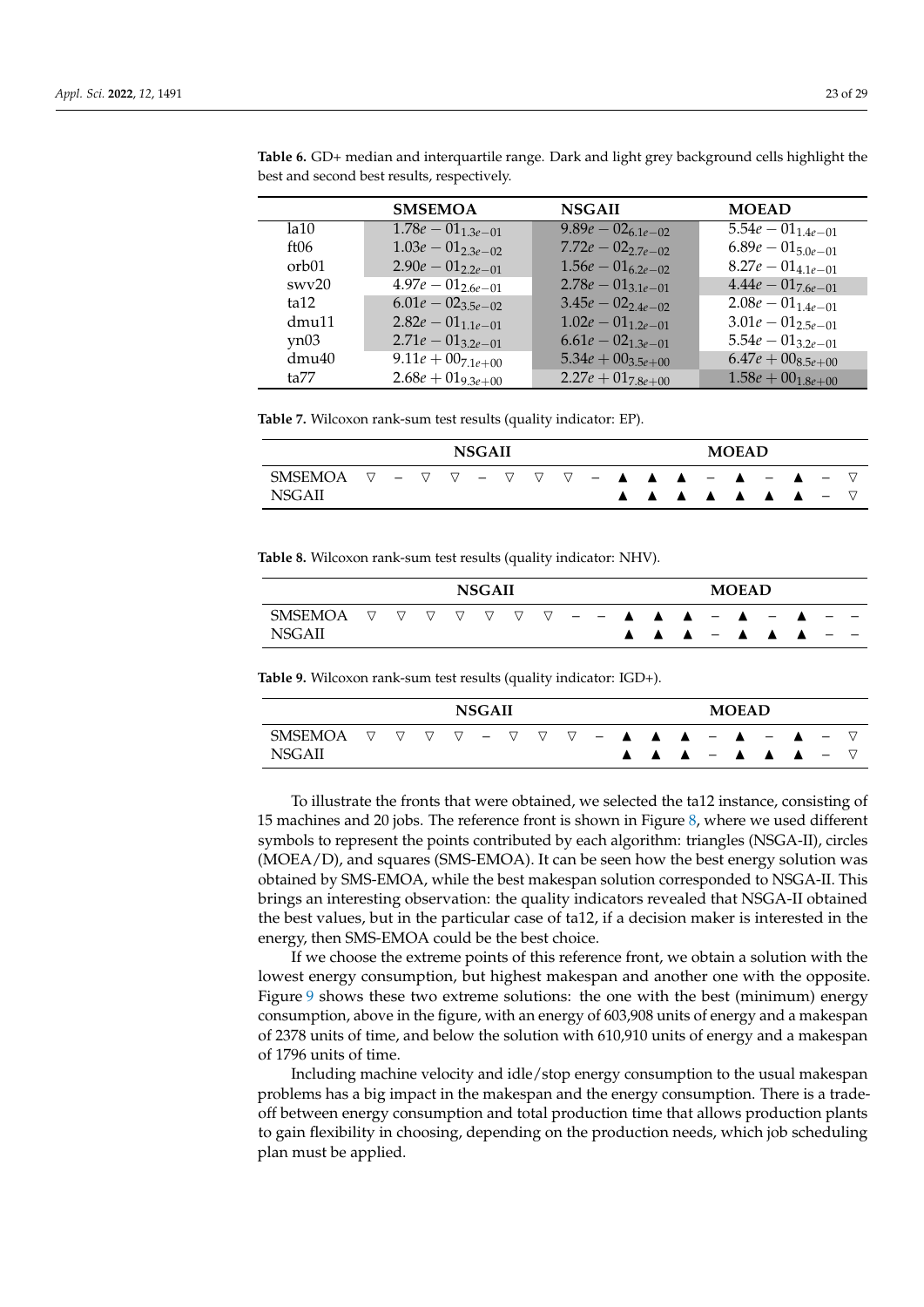**Table 6.** GD+ median and interquartile range. Dark and light grey background cells highlight the best and second best results, respectively.

| | SMSEMOA | NSGAII | MOEAD |
|---|---|---|---|
| la10 | $1.78e-01_{1.3e-01}$ | $9.89e-02_{6.1e-02}$ | $5.54e-01_{1.4e-01}$ |
| ft06 | $1.03e-01_{2.3e-02}$ | $7.72e-02_{2.7e-02}$ | $6.89e-01_{5.0e-01}$ |
| orb01 | $2.90e-01_{2.2e-01}$ | $1.56e-01_{6.2e-02}$ | $8.27e-01_{4.1e-01}$ |
| swv20 | $4.97e-01_{2.6e-01}$ | $2.78e-01_{3.1e-01}$ | $4.44e-01_{7.6e-01}$ |
| ta12 | $6.01e-02_{3.5e-02}$ | $3.45e-02_{2.4e-02}$ | $2.08e-01_{1.4e-01}$ |
| dmu11 | $2.82e-01_{1.1e-01}$ | $1.02e-01_{1.2e-01}$ | $3.01e-01_{2.5e-01}$ |
| yn03 | $2.71e-01_{3.2e-01}$ | $6.61e-02_{1.3e-01}$ | $5.54e-01_{3.2e-01}$ |
| dmu40 | $9.11e+00_{7.1e+00}$ | $5.34e+00_{3.5e+00}$ | $6.47e+00_{8.5e+00}$ |
| ta77 | $2.68e+01_{9.3e+00}$ | $2.27e+01_{7.8e+00}$ | $1.58e+00_{1.8e+00}$ |

**Table 7.** Wilcoxon rank-sum test results (quality indicator: EP).

| | NSGAII | | | | | | | | | MOEAD | | | | | | | | |
|---|---|---|---|---|---|---|---|---|---|---|---|---|---|---|---|---|---|---|
| SMSEMOA | ▽ | – | ▽ | ▽ | – | ▽ | ▽ | ▽ | – | ▲ | ▲ | ▲ | – | ▲ | – | ▲ | – | ▽ |
| NSGAII | | | | | | | | | | ▲ | ▲ | ▲ | ▲ | ▲ | ▲ | ▲ | – | ▽ |

**Table 8.** Wilcoxon rank-sum test results (quality indicator: NHV).

| | NSGAII | | | | | | | | | MOEAD | | | | | | | | |
|---|---|---|---|---|---|---|---|---|---|---|---|---|---|---|---|---|---|---|
| SMSEMOA | ▽ | ▽ | ▽ | ▽ | ▽ | ▽ | ▽ | – | – | ▲ | ▲ | ▲ | – | ▲ | – | ▲ | – | – |
| NSGAII | | | | | | | | | | ▲ | ▲ | ▲ | – | ▲ | ▲ | ▲ | – | – |

**Table 9.** Wilcoxon rank-sum test results (quality indicator: IGD+).

| | NSGAII | | | | | | | | | MOEAD | | | | | | | | |
|---|---|---|---|---|---|---|---|---|---|---|---|---|---|---|---|---|---|---|
| SMSEMOA | ▽ | ▽ | ▽ | ▽ | – | ▽ | ▽ | ▽ | – | ▲ | ▲ | ▲ | – | ▲ | – | ▲ | – | ▽ |
| NSGAII | | | | | | | | | | ▲ | ▲ | ▲ | – | ▲ | ▲ | ▲ | – | ▽ |

To illustrate the fronts that were obtained, we selected the ta12 instance, consisting of 15 machines and 20 jobs. The reference front is shown in Figure 8, where we used different symbols to represent the points contributed by each algorithm: triangles (NSGA-II), circles (MOEA/D), and squares (SMS-EMOA). It can be seen how the best energy solution was obtained by SMS-EMOA, while the best makespan solution corresponded to NSGA-II. This brings an interesting observation: the quality indicators revealed that NSGA-II obtained the best values, but in the particular case of ta12, if a decision maker is interested in the energy, then SMS-EMOA could be the best choice.

If we choose the extreme points of this reference front, we obtain a solution with the lowest energy consumption, but highest makespan and another one with the opposite. Figure 9 shows these two extreme solutions: the one with the best (minimum) energy consumption, above in the figure, with an energy of 603,908 units of energy and a makespan of 2378 units of time, and below the solution with 610,910 units of energy and a makespan of 1796 units of time.

Including machine velocity and idle/stop energy consumption to the usual makespan problems has a big impact in the makespan and the energy consumption. There is a trade-off between energy consumption and total production time that allows production plants to gain flexibility in choosing, depending on the production needs, which job scheduling plan must be applied.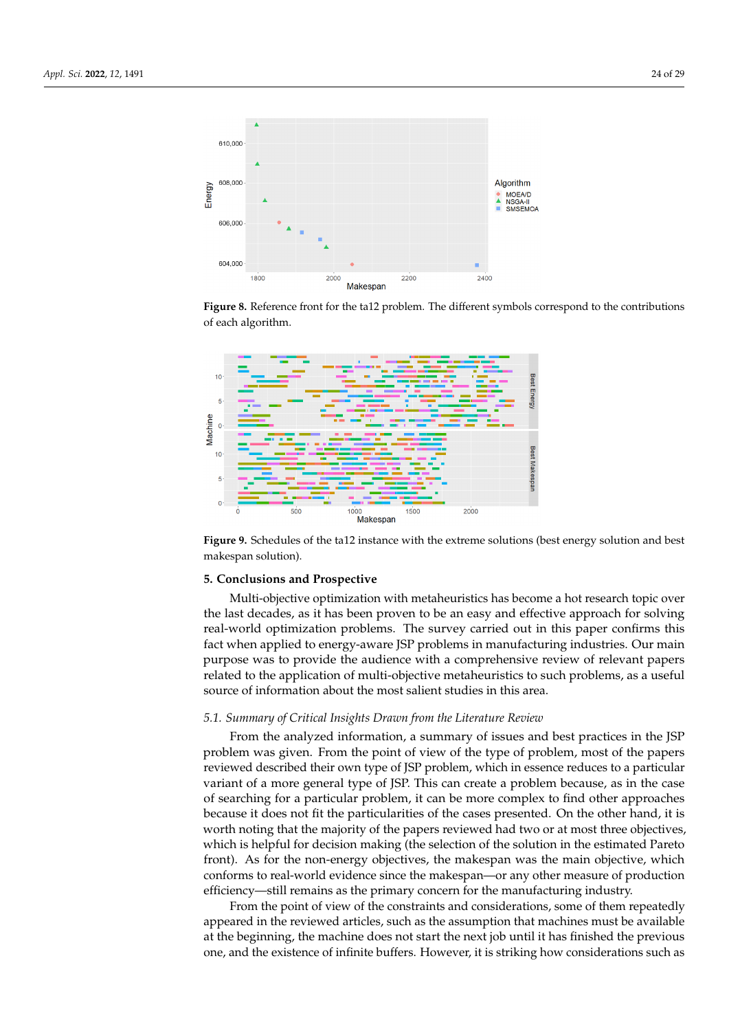Figure 8. Reference front for the ta12 problem. The different symbols correspond to the contributions of each algorithm.

Figure 9. Schedules of the ta12 instance with the extreme solutions (best energy solution and best makespan solution).

## 5. Conclusions and Prospective

Multi-objective optimization with metaheuristics has become a hot research topic over the last decades, as it has been proven to be an easy and effective approach for solving real-world optimization problems. The survey carried out in this paper confirms this fact when applied to energy-aware JSP problems in manufacturing industries. Our main purpose was to provide the audience with a comprehensive review of relevant papers related to the application of multi-objective metaheuristics to such problems, as a useful source of information about the most salient studies in this area.

### *5.1. Summary of Critical Insights Drawn from the Literature Review*

From the analyzed information, a summary of issues and best practices in the JSP problem was given. From the point of view of the type of problem, most of the papers reviewed described their own type of JSP problem, which in essence reduces to a particular variant of a more general type of JSP. This can create a problem because, as in the case of searching for a particular problem, it can be more complex to find other approaches because it does not fit the particularities of the cases presented. On the other hand, it is worth noting that the majority of the papers reviewed had two or at most three objectives, which is helpful for decision making (the selection of the solution in the estimated Pareto front). As for the non-energy objectives, the makespan was the main objective, which conforms to real-world evidence since the makespan—or any other measure of production efficiency—still remains as the primary concern for the manufacturing industry.

From the point of view of the constraints and considerations, some of them repeatedly appeared in the reviewed articles, such as the assumption that machines must be available at the beginning, the machine does not start the next job until it has finished the previous one, and the existence of infinite buffers. However, it is striking how considerations such as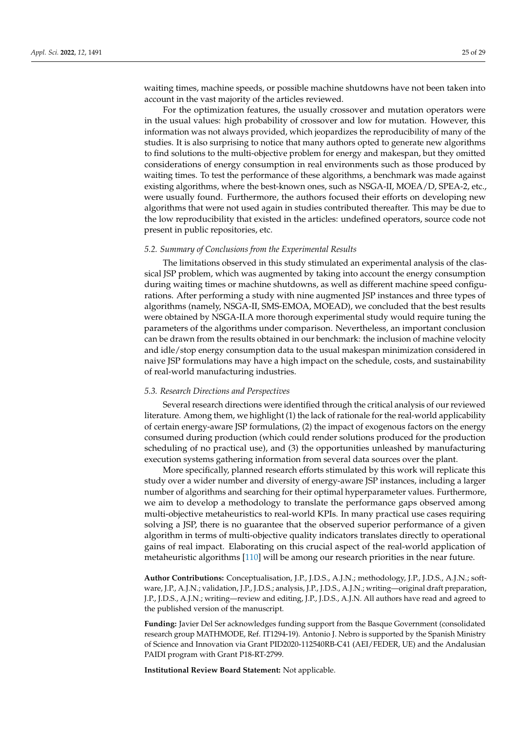waiting times, machine speeds, or possible machine shutdowns have not been taken into account in the vast majority of the articles reviewed.

For the optimization features, the usually crossover and mutation operators were in the usual values: high probability of crossover and low for mutation. However, this information was not always provided, which jeopardizes the reproducibility of many of the studies. It is also surprising to notice that many authors opted to generate new algorithms to find solutions to the multi-objective problem for energy and makespan, but they omitted considerations of energy consumption in real environments such as those produced by waiting times. To test the performance of these algorithms, a benchmark was made against existing algorithms, where the best-known ones, such as NSGA-II, MOEA/D, SPEA-2, etc., were usually found. Furthermore, the authors focused their efforts on developing new algorithms that were not used again in studies contributed thereafter. This may be due to the low reproducibility that existed in the articles: undefined operators, source code not present in public repositories, etc.

### *5.2. Summary of Conclusions from the Experimental Results*

The limitations observed in this study stimulated an experimental analysis of the classical JSP problem, which was augmented by taking into account the energy consumption during waiting times or machine shutdowns, as well as different machine speed configurations. After performing a study with nine augmented JSP instances and three types of algorithms (namely, NSGA-II, SMS-EMOA, MOEAD), we concluded that the best results were obtained by NSGA-II.A more thorough experimental study would require tuning the parameters of the algorithms under comparison. Nevertheless, an important conclusion can be drawn from the results obtained in our benchmark: the inclusion of machine velocity and idle/stop energy consumption data to the usual makespan minimization considered in naive JSP formulations may have a high impact on the schedule, costs, and sustainability of real-world manufacturing industries.

### *5.3. Research Directions and Perspectives*

Several research directions were identified through the critical analysis of our reviewed literature. Among them, we highlight (1) the lack of rationale for the real-world applicability of certain energy-aware JSP formulations, (2) the impact of exogenous factors on the energy consumed during production (which could render solutions produced for the production scheduling of no practical use), and (3) the opportunities unleashed by manufacturing execution systems gathering information from several data sources over the plant.

More specifically, planned research efforts stimulated by this work will replicate this study over a wider number and diversity of energy-aware JSP instances, including a larger number of algorithms and searching for their optimal hyperparameter values. Furthermore, we aim to develop a methodology to translate the performance gaps observed among multi-objective metaheuristics to real-world KPIs. In many practical use cases requiring solving a JSP, there is no guarantee that the observed superior performance of a given algorithm in terms of multi-objective quality indicators translates directly to operational gains of real impact. Elaborating on this crucial aspect of the real-world application of metaheuristic algorithms [110] will be among our research priorities in the near future.

**Author Contributions:** Conceptualisation, J.P., J.D.S., A.J.N.; methodology, J.P., J.D.S., A.J.N.; software, J.P., A.J.N.; validation, J.P., J.D.S.; analysis, J.P., J.D.S., A.J.N.; writing—original draft preparation, J.P., J.D.S., A.J.N.; writing—review and editing, J.P., J.D.S., A.J.N. All authors have read and agreed to the published version of the manuscript.

**Funding:** Javier Del Ser acknowledges funding support from the Basque Government (consolidated research group MATHMODE, Ref. IT1294-19). Antonio J. Nebro is supported by the Spanish Ministry of Science and Innovation via Grant PID2020-112540RB-C41 (AEI/FEDER, UE) and the Andalusian PAIDI program with Grant P18-RT-2799.

**Institutional Review Board Statement:** Not applicable.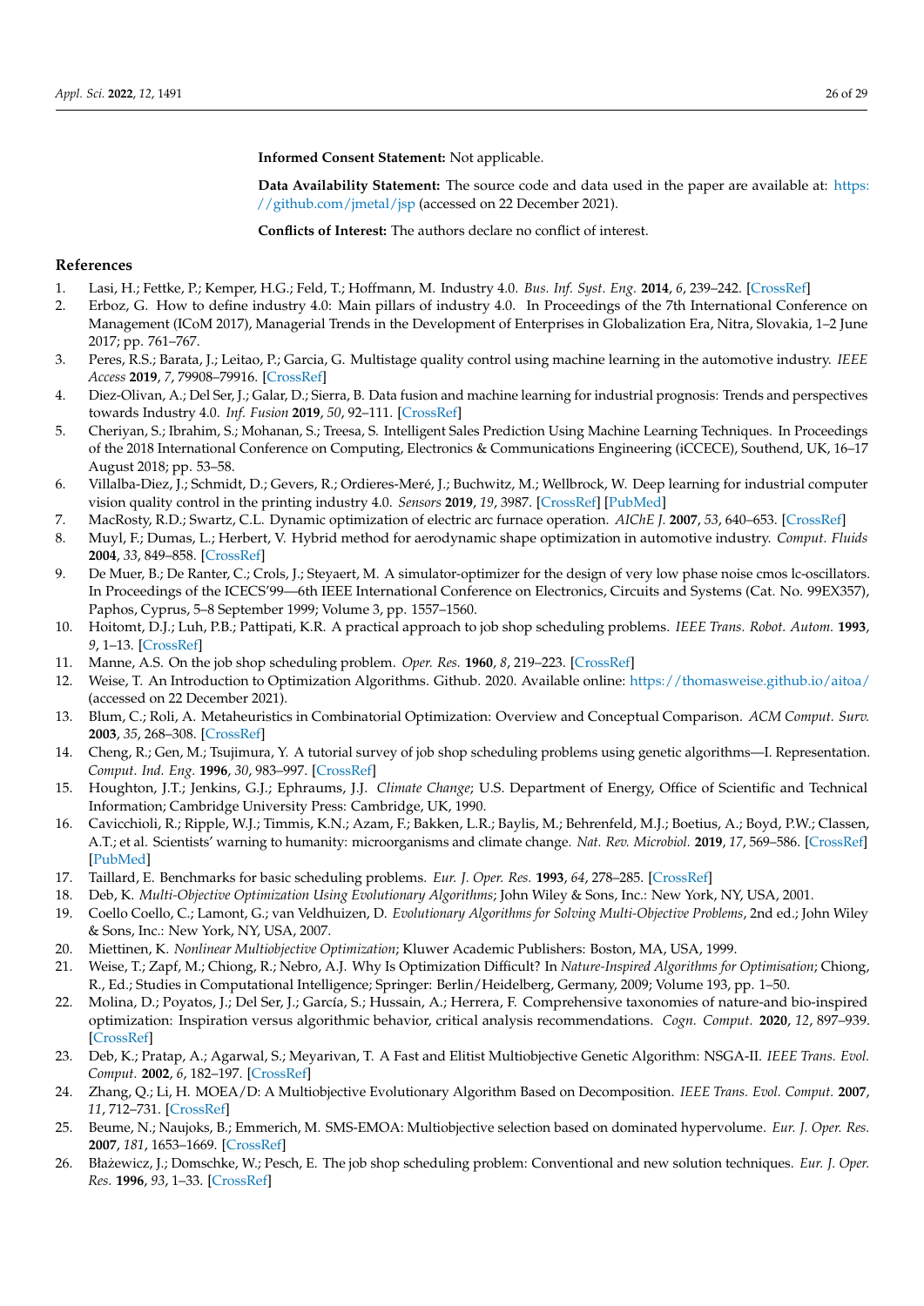**Informed Consent Statement:** Not applicable.

**Data Availability Statement:** The source code and data used in the paper are available at: https://github.com/jmetal/jsp (accessed on 22 December 2021).

**Conflicts of Interest:** The authors declare no conflict of interest.

## References

1. Lasi, H.; Fettke, P.; Kemper, H.G.; Feld, T.; Hoffmann, M. Industry 4.0. *Bus. Inf. Syst. Eng.* **2014**, *6*, 239–242. [CrossRef]
2. Erboz, G. How to define industry 4.0: Main pillars of industry 4.0. In Proceedings of the 7th International Conference on Management (ICoM 2017), Managerial Trends in the Development of Enterprises in Globalization Era, Nitra, Slovakia, 1–2 June 2017; pp. 761–767.
3. Peres, R.S.; Barata, J.; Leitao, P.; Garcia, G. Multistage quality control using machine learning in the automotive industry. *IEEE Access* **2019**, *7*, 79908–79916. [CrossRef]
4. Diez-Olivan, A.; Del Ser, J.; Galar, D.; Sierra, B. Data fusion and machine learning for industrial prognosis: Trends and perspectives towards Industry 4.0. *Inf. Fusion* **2019**, *50*, 92–111. [CrossRef]
5. Cheriyan, S.; Ibrahim, S.; Mohanan, S.; Treesa, S. Intelligent Sales Prediction Using Machine Learning Techniques. In Proceedings of the 2018 International Conference on Computing, Electronics & Communications Engineering (iCCECE), Southend, UK, 16–17 August 2018; pp. 53–58.
6. Villalba-Diez, J.; Schmidt, D.; Gevers, R.; Ordieres-Meré, J.; Buchwitz, M.; Wellbrock, W. Deep learning for industrial computer vision quality control in the printing industry 4.0. *Sensors* **2019**, *19*, 3987. [CrossRef] [PubMed]
7. MacRosty, R.D.; Swartz, C.L. Dynamic optimization of electric arc furnace operation. *AIChE J.* **2007**, *53*, 640–653. [CrossRef]
8. Muyl, F.; Dumas, L.; Herbert, V. Hybrid method for aerodynamic shape optimization in automotive industry. *Comput. Fluids* **2004**, *33*, 849–858. [CrossRef]
9. De Muer, B.; De Ranter, C.; Crols, J.; Steyaert, M. A simulator-optimizer for the design of very low phase noise cmos lc-oscillators. In Proceedings of the ICECS'99—6th IEEE International Conference on Electronics, Circuits and Systems (Cat. No. 99EX357), Paphos, Cyprus, 5–8 September 1999; Volume 3, pp. 1557–1560.
10. Hoitomt, D.J.; Luh, P.B.; Pattipati, K.R. A practical approach to job shop scheduling problems. *IEEE Trans. Robot. Autom.* **1993**, *9*, 1–13. [CrossRef]
11. Manne, A.S. On the job shop scheduling problem. *Oper. Res.* **1960**, *8*, 219–223. [CrossRef]
12. Weise, T. An Introduction to Optimization Algorithms. Github. 2020. Available online: https://thomasweise.github.io/aitoa/ (accessed on 22 December 2021).
13. Blum, C.; Roli, A. Metaheuristics in Combinatorial Optimization: Overview and Conceptual Comparison. *ACM Comput. Surv.* **2003**, *35*, 268–308. [CrossRef]
14. Cheng, R.; Gen, M.; Tsujimura, Y. A tutorial survey of job shop scheduling problems using genetic algorithms—I. Representation. *Comput. Ind. Eng.* **1996**, *30*, 983–997. [CrossRef]
15. Houghton, J.T.; Jenkins, G.J.; Ephraums, J.J. *Climate Change*; U.S. Department of Energy, Office of Scientific and Technical Information; Cambridge University Press: Cambridge, UK, 1990.
16. Cavicchioli, R.; Ripple, W.J.; Timmis, K.N.; Azam, F.; Bakken, L.R.; Baylis, M.; Behrenfeld, M.J.; Boetius, A.; Boyd, P.W.; Classen, A.T.; et al. Scientists' warning to humanity: microorganisms and climate change. *Nat. Rev. Microbiol.* **2019**, *17*, 569–586. [CrossRef] [PubMed]
17. Taillard, E. Benchmarks for basic scheduling problems. *Eur. J. Oper. Res.* **1993**, *64*, 278–285. [CrossRef]
18. Deb, K. *Multi-Objective Optimization Using Evolutionary Algorithms*; John Wiley & Sons, Inc.: New York, NY, USA, 2001.
19. Coello Coello, C.; Lamont, G.; van Veldhuizen, D. *Evolutionary Algorithms for Solving Multi-Objective Problems*, 2nd ed.; John Wiley & Sons, Inc.: New York, NY, USA, 2007.
20. Miettinen, K. *Nonlinear Multiobjective Optimization*; Kluwer Academic Publishers: Boston, MA, USA, 1999.
21. Weise, T.; Zapf, M.; Chiong, R.; Nebro, A.J. Why Is Optimization Difficult? In *Nature-Inspired Algorithms for Optimisation*; Chiong, R., Ed.; Studies in Computational Intelligence; Springer: Berlin/Heidelberg, Germany, 2009; Volume 193, pp. 1–50.
22. Molina, D.; Poyatos, J.; Del Ser, J.; García, S.; Hussain, A.; Herrera, F. Comprehensive taxonomies of nature-and bio-inspired optimization: Inspiration versus algorithmic behavior, critical analysis recommendations. *Cogn. Comput.* **2020**, *12*, 897–939. [CrossRef]
23. Deb, K.; Pratap, A.; Agarwal, S.; Meyarivan, T. A Fast and Elitist Multiobjective Genetic Algorithm: NSGA-II. *IEEE Trans. Evol. Comput.* **2002**, *6*, 182–197. [CrossRef]
24. Zhang, Q.; Li, H. MOEA/D: A Multiobjective Evolutionary Algorithm Based on Decomposition. *IEEE Trans. Evol. Comput.* **2007**, *11*, 712–731. [CrossRef]
25. Beume, N.; Naujoks, B.; Emmerich, M. SMS-EMOA: Multiobjective selection based on dominated hypervolume. *Eur. J. Oper. Res.* **2007**, *181*, 1653–1669. [CrossRef]
26. Błażewicz, J.; Domschke, W.; Pesch, E. The job shop scheduling problem: Conventional and new solution techniques. *Eur. J. Oper. Res.* **1996**, *93*, 1–33. [CrossRef]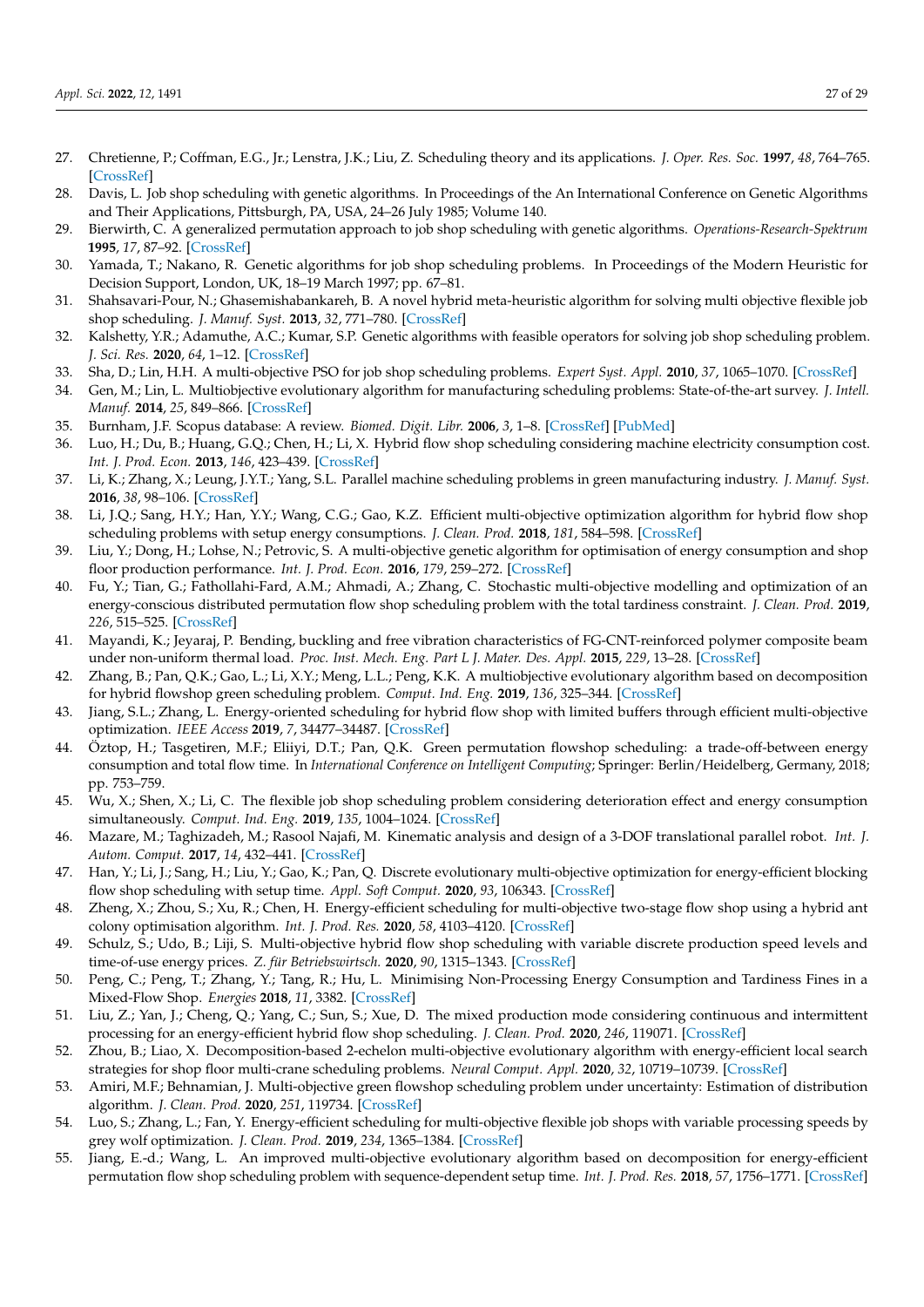27. Chretienne, P.; Coffman, E.G., Jr.; Lenstra, J.K.; Liu, Z. Scheduling theory and its applications. *J. Oper. Res. Soc.* **1997**, *48*, 764–765. [CrossRef]
28. Davis, L. Job shop scheduling with genetic algorithms. In Proceedings of the An International Conference on Genetic Algorithms and Their Applications, Pittsburgh, PA, USA, 24–26 July 1985; Volume 140.
29. Bierwirth, C. A generalized permutation approach to job shop scheduling with genetic algorithms. *Operations-Research-Spektrum* **1995**, *17*, 87–92. [CrossRef]
30. Yamada, T.; Nakano, R. Genetic algorithms for job shop scheduling problems. In Proceedings of the Modern Heuristic for Decision Support, London, UK, 18–19 March 1997; pp. 67–81.
31. Shahsavari-Pour, N.; Ghasemishabankareh, B. A novel hybrid meta-heuristic algorithm for solving multi objective flexible job shop scheduling. *J. Manuf. Syst.* **2013**, *32*, 771–780. [CrossRef]
32. Kalshetty, Y.R.; Adamuthe, A.C.; Kumar, S.P. Genetic algorithms with feasible operators for solving job shop scheduling problem. *J. Sci. Res.* **2020**, *64*, 1–12. [CrossRef]
33. Sha, D.; Lin, H.H. A multi-objective PSO for job shop scheduling problems. *Expert Syst. Appl.* **2010**, *37*, 1065–1070. [CrossRef]
34. Gen, M.; Lin, L. Multiobjective evolutionary algorithm for manufacturing scheduling problems: State-of-the-art survey. *J. Intell. Manuf.* **2014**, *25*, 849–866. [CrossRef]
35. Burnham, J.F. Scopus database: A review. *Biomed. Digit. Libr.* **2006**, *3*, 1–8. [CrossRef] [PubMed]
36. Luo, H.; Du, B.; Huang, G.Q.; Chen, H.; Li, X. Hybrid flow shop scheduling considering machine electricity consumption cost. *Int. J. Prod. Econ.* **2013**, *146*, 423–439. [CrossRef]
37. Li, K.; Zhang, X.; Leung, J.Y.T.; Yang, S.L. Parallel machine scheduling problems in green manufacturing industry. *J. Manuf. Syst.* **2016**, *38*, 98–106. [CrossRef]
38. Li, J.Q.; Sang, H.Y.; Han, Y.Y.; Wang, C.G.; Gao, K.Z. Efficient multi-objective optimization algorithm for hybrid flow shop scheduling problems with setup energy consumptions. *J. Clean. Prod.* **2018**, *181*, 584–598. [CrossRef]
39. Liu, Y.; Dong, H.; Lohse, N.; Petrovic, S. A multi-objective genetic algorithm for optimisation of energy consumption and shop floor production performance. *Int. J. Prod. Econ.* **2016**, *179*, 259–272. [CrossRef]
40. Fu, Y.; Tian, G.; Fathollahi-Fard, A.M.; Ahmadi, A.; Zhang, C. Stochastic multi-objective modelling and optimization of an energy-conscious distributed permutation flow shop scheduling problem with the total tardiness constraint. *J. Clean. Prod.* **2019**, *226*, 515–525. [CrossRef]
41. Mayandi, K.; Jeyaraj, P. Bending, buckling and free vibration characteristics of FG-CNT-reinforced polymer composite beam under non-uniform thermal load. *Proc. Inst. Mech. Eng. Part L J. Mater. Des. Appl.* **2015**, *229*, 13–28. [CrossRef]
42. Zhang, B.; Pan, Q.K.; Gao, L.; Li, X.Y.; Meng, L.L.; Peng, K.K. A multiobjective evolutionary algorithm based on decomposition for hybrid flowshop green scheduling problem. *Comput. Ind. Eng.* **2019**, *136*, 325–344. [CrossRef]
43. Jiang, S.L.; Zhang, L. Energy-oriented scheduling for hybrid flow shop with limited buffers through efficient multi-objective optimization. *IEEE Access* **2019**, *7*, 34477–34487. [CrossRef]
44. Öztop, H.; Tasgetiren, M.F.; Eliiyi, D.T.; Pan, Q.K. Green permutation flowshop scheduling: a trade-off-between energy consumption and total flow time. In *International Conference on Intelligent Computing*; Springer: Berlin/Heidelberg, Germany, 2018; pp. 753–759.
45. Wu, X.; Shen, X.; Li, C. The flexible job shop scheduling problem considering deterioration effect and energy consumption simultaneously. *Comput. Ind. Eng.* **2019**, *135*, 1004–1024. [CrossRef]
46. Mazare, M.; Taghizadeh, M.; Rasool Najafi, M. Kinematic analysis and design of a 3-DOF translational parallel robot. *Int. J. Autom. Comput.* **2017**, *14*, 432–441. [CrossRef]
47. Han, Y.; Li, J.; Sang, H.; Liu, Y.; Gao, K.; Pan, Q. Discrete evolutionary multi-objective optimization for energy-efficient blocking flow shop scheduling with setup time. *Appl. Soft Comput.* **2020**, *93*, 106343. [CrossRef]
48. Zheng, X.; Zhou, S.; Xu, R.; Chen, H. Energy-efficient scheduling for multi-objective two-stage flow shop using a hybrid ant colony optimisation algorithm. *Int. J. Prod. Res.* **2020**, *58*, 4103–4120. [CrossRef]
49. Schulz, S.; Udo, B.; Liji, S. Multi-objective hybrid flow shop scheduling with variable discrete production speed levels and time-of-use energy prices. *Z. für Betriebswirtsch.* **2020**, *90*, 1315–1343. [CrossRef]
50. Peng, C.; Peng, T.; Zhang, Y.; Tang, R.; Hu, L. Minimising Non-Processing Energy Consumption and Tardiness Fines in a Mixed-Flow Shop. *Energies* **2018**, *11*, 3382. [CrossRef]
51. Liu, Z.; Yan, J.; Cheng, Q.; Yang, C.; Sun, S.; Xue, D. The mixed production mode considering continuous and intermittent processing for an energy-efficient hybrid flow shop scheduling. *J. Clean. Prod.* **2020**, *246*, 119071. [CrossRef]
52. Zhou, B.; Liao, X. Decomposition-based 2-echelon multi-objective evolutionary algorithm with energy-efficient local search strategies for shop floor multi-crane scheduling problems. *Neural Comput. Appl.* **2020**, *32*, 10719–10739. [CrossRef]
53. Amiri, M.F.; Behnamian, J. Multi-objective green flowshop scheduling problem under uncertainty: Estimation of distribution algorithm. *J. Clean. Prod.* **2020**, *251*, 119734. [CrossRef]
54. Luo, S.; Zhang, L.; Fan, Y. Energy-efficient scheduling for multi-objective flexible job shops with variable processing speeds by grey wolf optimization. *J. Clean. Prod.* **2019**, *234*, 1365–1384. [CrossRef]
55. Jiang, E.-d.; Wang, L. An improved multi-objective evolutionary algorithm based on decomposition for energy-efficient permutation flow shop scheduling problem with sequence-dependent setup time. *Int. J. Prod. Res.* **2018**, *57*, 1756–1771. [CrossRef]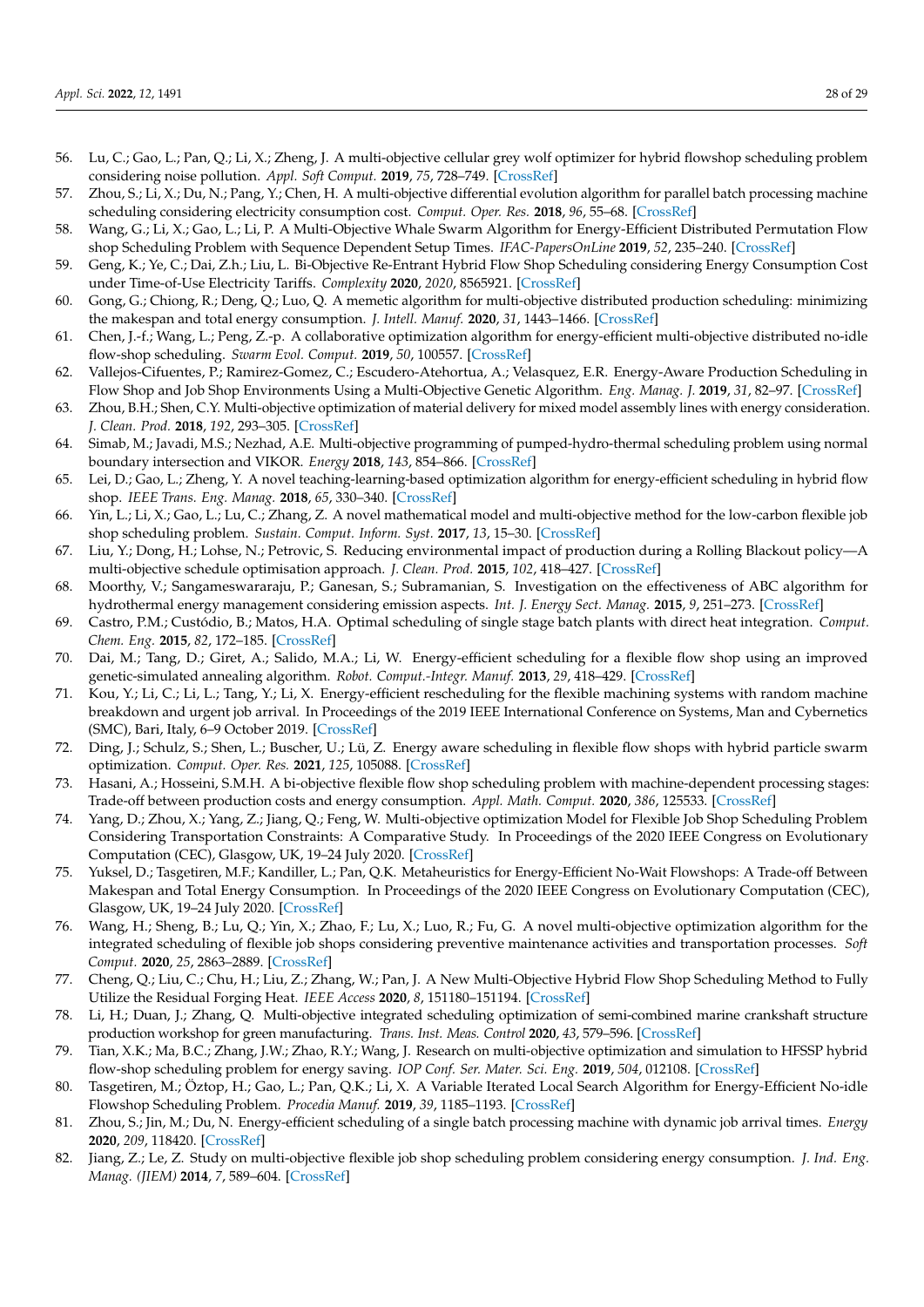56. Lu, C.; Gao, L.; Pan, Q.; Li, X.; Zheng, J. A multi-objective cellular grey wolf optimizer for hybrid flowshop scheduling problem considering noise pollution. *Appl. Soft Comput.* **2019**, *75*, 728–749. [CrossRef]
57. Zhou, S.; Li, X.; Du, N.; Pang, Y.; Chen, H. A multi-objective differential evolution algorithm for parallel batch processing machine scheduling considering electricity consumption cost. *Comput. Oper. Res.* **2018**, *96*, 55–68. [CrossRef]
58. Wang, G.; Li, X.; Gao, L.; Li, P. A Multi-Objective Whale Swarm Algorithm for Energy-Efficient Distributed Permutation Flow shop Scheduling Problem with Sequence Dependent Setup Times. *IFAC-PapersOnLine* **2019**, *52*, 235–240. [CrossRef]
59. Geng, K.; Ye, C.; Dai, Z.h.; Liu, L. Bi-Objective Re-Entrant Hybrid Flow Shop Scheduling considering Energy Consumption Cost under Time-of-Use Electricity Tariffs. *Complexity* **2020**, *2020*, 8565921. [CrossRef]
60. Gong, G.; Chiong, R.; Deng, Q.; Luo, Q. A memetic algorithm for multi-objective distributed production scheduling: minimizing the makespan and total energy consumption. *J. Intell. Manuf.* **2020**, *31*, 1443–1466. [CrossRef]
61. Chen, J.-f.; Wang, L.; Peng, Z.-p. A collaborative optimization algorithm for energy-efficient multi-objective distributed no-idle flow-shop scheduling. *Swarm Evol. Comput.* **2019**, *50*, 100557. [CrossRef]
62. Vallejos-Cifuentes, P.; Ramirez-Gomez, C.; Escudero-Atehortua, A.; Velasquez, E.R. Energy-Aware Production Scheduling in Flow Shop and Job Shop Environments Using a Multi-Objective Genetic Algorithm. *Eng. Manag. J.* **2019**, *31*, 82–97. [CrossRef]
63. Zhou, B.H.; Shen, C.Y. Multi-objective optimization of material delivery for mixed model assembly lines with energy consideration. *J. Clean. Prod.* **2018**, *192*, 293–305. [CrossRef]
64. Simab, M.; Javadi, M.S.; Nezhad, A.E. Multi-objective programming of pumped-hydro-thermal scheduling problem using normal boundary intersection and VIKOR. *Energy* **2018**, *143*, 854–866. [CrossRef]
65. Lei, D.; Gao, L.; Zheng, Y. A novel teaching-learning-based optimization algorithm for energy-efficient scheduling in hybrid flow shop. *IEEE Trans. Eng. Manag.* **2018**, *65*, 330–340. [CrossRef]
66. Yin, L.; Li, X.; Gao, L.; Lu, C.; Zhang, Z. A novel mathematical model and multi-objective method for the low-carbon flexible job shop scheduling problem. *Sustain. Comput. Inform. Syst.* **2017**, *13*, 15–30. [CrossRef]
67. Liu, Y.; Dong, H.; Lohse, N.; Petrovic, S. Reducing environmental impact of production during a Rolling Blackout policy—A multi-objective schedule optimisation approach. *J. Clean. Prod.* **2015**, *102*, 418–427. [CrossRef]
68. Moorthy, V.; Sangameswararaju, P.; Ganesan, S.; Subramanian, S. Investigation on the effectiveness of ABC algorithm for hydrothermal energy management considering emission aspects. *Int. J. Energy Sect. Manag.* **2015**, *9*, 251–273. [CrossRef]
69. Castro, P.M.; Custódio, B.; Matos, H.A. Optimal scheduling of single stage batch plants with direct heat integration. *Comput. Chem. Eng.* **2015**, *82*, 172–185. [CrossRef]
70. Dai, M.; Tang, D.; Giret, A.; Salido, M.A.; Li, W. Energy-efficient scheduling for a flexible flow shop using an improved genetic-simulated annealing algorithm. *Robot. Comput.-Integr. Manuf.* **2013**, *29*, 418–429. [CrossRef]
71. Kou, Y.; Li, C.; Li, L.; Tang, Y.; Li, X. Energy-efficient rescheduling for the flexible machining systems with random machine breakdown and urgent job arrival. In Proceedings of the 2019 IEEE International Conference on Systems, Man and Cybernetics (SMC), Bari, Italy, 6–9 October 2019. [CrossRef]
72. Ding, J.; Schulz, S.; Shen, L.; Buscher, U.; Lü, Z. Energy aware scheduling in flexible flow shops with hybrid particle swarm optimization. *Comput. Oper. Res.* **2021**, *125*, 105088. [CrossRef]
73. Hasani, A.; Hosseini, S.M.H. A bi-objective flexible flow shop scheduling problem with machine-dependent processing stages: Trade-off between production costs and energy consumption. *Appl. Math. Comput.* **2020**, *386*, 125533. [CrossRef]
74. Yang, D.; Zhou, X.; Yang, Z.; Jiang, Q.; Feng, W. Multi-objective optimization Model for Flexible Job Shop Scheduling Problem Considering Transportation Constraints: A Comparative Study. In Proceedings of the 2020 IEEE Congress on Evolutionary Computation (CEC), Glasgow, UK, 19–24 July 2020. [CrossRef]
75. Yuksel, D.; Tasgetiren, M.F.; Kandiller, L.; Pan, Q.K. Metaheuristics for Energy-Efficient No-Wait Flowshops: A Trade-off Between Makespan and Total Energy Consumption. In Proceedings of the 2020 IEEE Congress on Evolutionary Computation (CEC), Glasgow, UK, 19–24 July 2020. [CrossRef]
76. Wang, H.; Sheng, B.; Lu, Q.; Yin, X.; Zhao, F.; Lu, X.; Luo, R.; Fu, G. A novel multi-objective optimization algorithm for the integrated scheduling of flexible job shops considering preventive maintenance activities and transportation processes. *Soft Comput.* **2020**, *25*, 2863–2889. [CrossRef]
77. Cheng, Q.; Liu, C.; Chu, H.; Liu, Z.; Zhang, W.; Pan, J. A New Multi-Objective Hybrid Flow Shop Scheduling Method to Fully Utilize the Residual Forging Heat. *IEEE Access* **2020**, *8*, 151180–151194. [CrossRef]
78. Li, H.; Duan, J.; Zhang, Q. Multi-objective integrated scheduling optimization of semi-combined marine crankshaft structure production workshop for green manufacturing. *Trans. Inst. Meas. Control* **2020**, *43*, 579–596. [CrossRef]
79. Tian, X.K.; Ma, B.C.; Zhang, J.W.; Zhao, R.Y.; Wang, J. Research on multi-objective optimization and simulation to HFSSP hybrid flow-shop scheduling problem for energy saving. *IOP Conf. Ser. Mater. Sci. Eng.* **2019**, *504*, 012108. [CrossRef]
80. Tasgetiren, M.; Öztop, H.; Gao, L.; Pan, Q.K.; Li, X. A Variable Iterated Local Search Algorithm for Energy-Efficient No-idle Flowshop Scheduling Problem. *Procedia Manuf.* **2019**, *39*, 1185–1193. [CrossRef]
81. Zhou, S.; Jin, M.; Du, N. Energy-efficient scheduling of a single batch processing machine with dynamic job arrival times. *Energy* **2020**, *209*, 118420. [CrossRef]
82. Jiang, Z.; Le, Z. Study on multi-objective flexible job shop scheduling problem considering energy consumption. *J. Ind. Eng. Manag. (JIEM)* **2014**, *7*, 589–604. [CrossRef]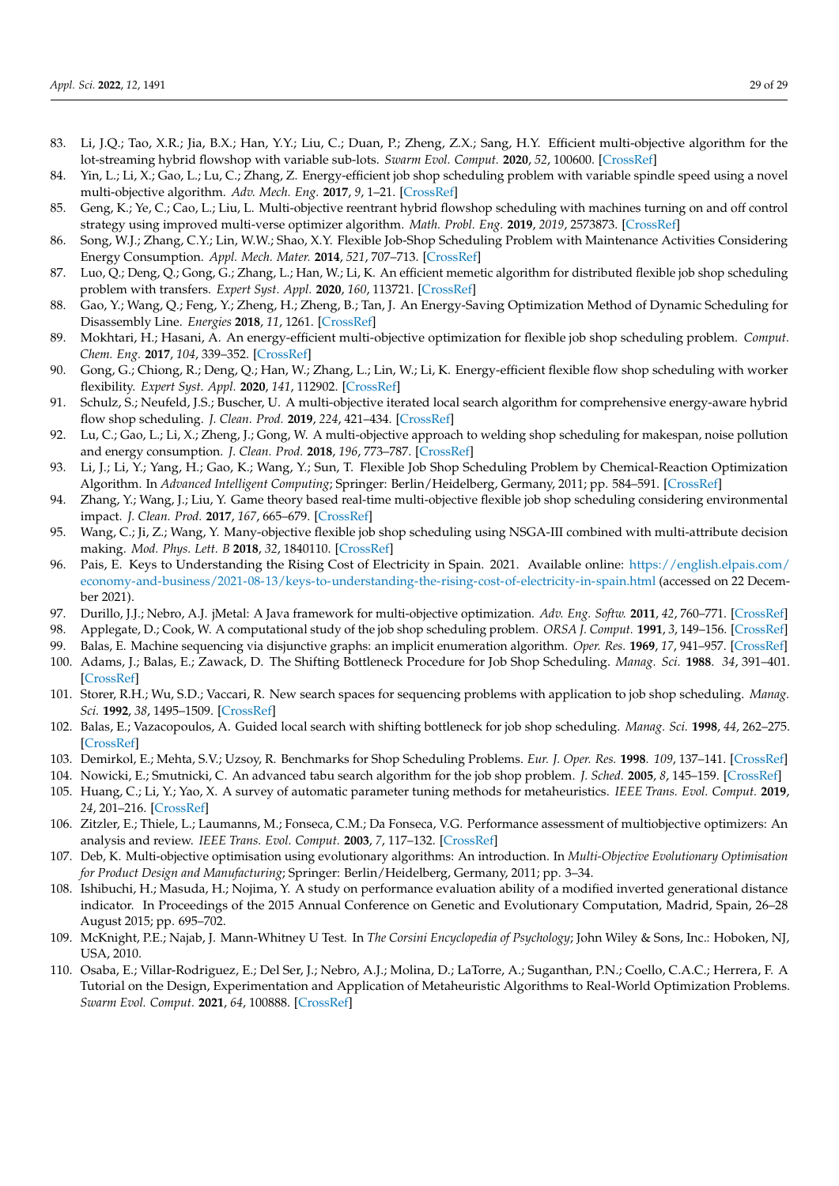83. Li, J.Q.; Tao, X.R.; Jia, B.X.; Han, Y.Y.; Liu, C.; Duan, P.; Zheng, Z.X.; Sang, H.Y. Efficient multi-objective algorithm for the lot-streaming hybrid flowshop with variable sub-lots. *Swarm Evol. Comput.* **2020**, *52*, 100600. [CrossRef]
84. Yin, L.; Li, X.; Gao, L.; Lu, C.; Zhang, Z. Energy-efficient job shop scheduling problem with variable spindle speed using a novel multi-objective algorithm. *Adv. Mech. Eng.* **2017**, *9*, 1–21. [CrossRef]
85. Geng, K.; Ye, C.; Cao, L.; Liu, L. Multi-objective reentrant hybrid flowshop scheduling with machines turning on and off control strategy using improved multi-verse optimizer algorithm. *Math. Probl. Eng.* **2019**, *2019*, 2573873. [CrossRef]
86. Song, W.J.; Zhang, C.Y.; Lin, W.W.; Shao, X.Y. Flexible Job-Shop Scheduling Problem with Maintenance Activities Considering Energy Consumption. *Appl. Mech. Mater.* **2014**, *521*, 707–713. [CrossRef]
87. Luo, Q.; Deng, Q.; Gong, G.; Zhang, L.; Han, W.; Li, K. An efficient memetic algorithm for distributed flexible job shop scheduling problem with transfers. *Expert Syst. Appl.* **2020**, *160*, 113721. [CrossRef]
88. Gao, Y.; Wang, Q.; Feng, Y.; Zheng, H.; Zheng, B.; Tan, J. An Energy-Saving Optimization Method of Dynamic Scheduling for Disassembly Line. *Energies* **2018**, *11*, 1261. [CrossRef]
89. Mokhtari, H.; Hasani, A. An energy-efficient multi-objective optimization for flexible job shop scheduling problem. *Comput. Chem. Eng.* **2017**, *104*, 339–352. [CrossRef]
90. Gong, G.; Chiong, R.; Deng, Q.; Han, W.; Zhang, L.; Lin, W.; Li, K. Energy-efficient flexible flow shop scheduling with worker flexibility. *Expert Syst. Appl.* **2020**, *141*, 112902. [CrossRef]
91. Schulz, S.; Neufeld, J.S.; Buscher, U. A multi-objective iterated local search algorithm for comprehensive energy-aware hybrid flow shop scheduling. *J. Clean. Prod.* **2019**, *224*, 421–434. [CrossRef]
92. Lu, C.; Gao, L.; Li, X.; Zheng, J.; Gong, W. A multi-objective approach to welding shop scheduling for makespan, noise pollution and energy consumption. *J. Clean. Prod.* **2018**, *196*, 773–787. [CrossRef]
93. Li, J.; Li, Y.; Yang, H.; Gao, K.; Wang, Y.; Sun, T. Flexible Job Shop Scheduling Problem by Chemical-Reaction Optimization Algorithm. In *Advanced Intelligent Computing*; Springer: Berlin/Heidelberg, Germany, 2011; pp. 584–591. [CrossRef]
94. Zhang, Y.; Wang, J.; Liu, Y. Game theory based real-time multi-objective flexible job shop scheduling considering environmental impact. *J. Clean. Prod.* **2017**, *167*, 665–679. [CrossRef]
95. Wang, C.; Ji, Z.; Wang, Y. Many-objective flexible job shop scheduling using NSGA-III combined with multi-attribute decision making. *Mod. Phys. Lett. B* **2018**, *32*, 1840110. [CrossRef]
96. Pais, E. Keys to Understanding the Rising Cost of Electricity in Spain. 2021. Available online: https://english.elpais.com/economy-and-business/2021-08-13/keys-to-understanding-the-rising-cost-of-electricity-in-spain.html (accessed on 22 December 2021).
97. Durillo, J.J.; Nebro, A.J. jMetal: A Java framework for multi-objective optimization. *Adv. Eng. Softw.* **2011**, *42*, 760–771. [CrossRef]
98. Applegate, D.; Cook, W. A computational study of the job shop scheduling problem. *ORSA J. Comput.* **1991**, *3*, 149–156. [CrossRef]
99. Balas, E. Machine sequencing via disjunctive graphs: an implicit enumeration algorithm. *Oper. Res.* **1969**, *17*, 941–957. [CrossRef]
100. Adams, J.; Balas, E.; Zawack, D. The Shifting Bottleneck Procedure for Job Shop Scheduling. *Manag. Sci.* **1988**. *34*, 391–401. [CrossRef]
101. Storer, R.H.; Wu, S.D.; Vaccari, R. New search spaces for sequencing problems with application to job shop scheduling. *Manag. Sci.* **1992**, *38*, 1495–1509. [CrossRef]
102. Balas, E.; Vazacopoulos, A. Guided local search with shifting bottleneck for job shop scheduling. *Manag. Sci.* **1998**, *44*, 262–275. [CrossRef]
103. Demirkol, E.; Mehta, S.V.; Uzsoy, R. Benchmarks for Shop Scheduling Problems. *Eur. J. Oper. Res.* **1998**. *109*, 137–141. [CrossRef]
104. Nowicki, E.; Smutnicki, C. An advanced tabu search algorithm for the job shop problem. *J. Sched.* **2005**, *8*, 145–159. [CrossRef]
105. Huang, C.; Li, Y.; Yao, X. A survey of automatic parameter tuning methods for metaheuristics. *IEEE Trans. Evol. Comput.* **2019**, *24*, 201–216. [CrossRef]
106. Zitzler, E.; Thiele, L.; Laumanns, M.; Fonseca, C.M.; Da Fonseca, V.G. Performance assessment of multiobjective optimizers: An analysis and review. *IEEE Trans. Evol. Comput.* **2003**, *7*, 117–132. [CrossRef]
107. Deb, K. Multi-objective optimisation using evolutionary algorithms: An introduction. In *Multi-Objective Evolutionary Optimisation for Product Design and Manufacturing*; Springer: Berlin/Heidelberg, Germany, 2011; pp. 3–34.
108. Ishibuchi, H.; Masuda, H.; Nojima, Y. A study on performance evaluation ability of a modified inverted generational distance indicator. In Proceedings of the 2015 Annual Conference on Genetic and Evolutionary Computation, Madrid, Spain, 26–28 August 2015; pp. 695–702.
109. McKnight, P.E.; Najab, J. Mann-Whitney U Test. In *The Corsini Encyclopedia of Psychology*; John Wiley & Sons, Inc.: Hoboken, NJ, USA, 2010.
110. Osaba, E.; Villar-Rodriguez, E.; Del Ser, J.; Nebro, A.J.; Molina, D.; LaTorre, A.; Suganthan, P.N.; Coello, C.A.C.; Herrera, F. A Tutorial on the Design, Experimentation and Application of Metaheuristic Algorithms to Real-World Optimization Problems. *Swarm Evol. Comput.* **2021**, *64*, 100888. [CrossRef]